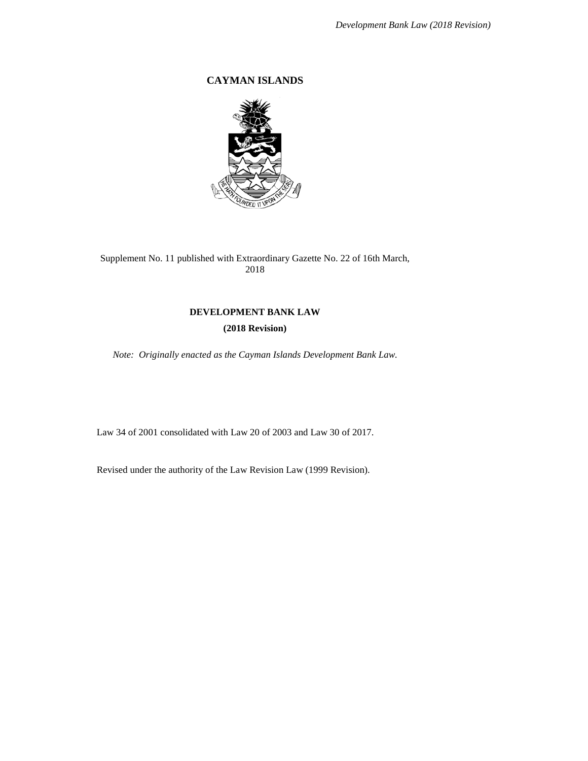# CAYMAN ISLANDS

Supplement No. 11 published with Extraordinary Gazette No. 22 of 16th March, 2018

## DEVELOPMENT BANK LAW

### (2018 Revision)

*Note: Originally enacted as the Cayman Islands Development Bank Law.*

Law 34 of 2001 consolidated with Law 20 of 2003 and Law 30 of 2017.

Revised under the authority of the Law Revision Law (1999 Revision).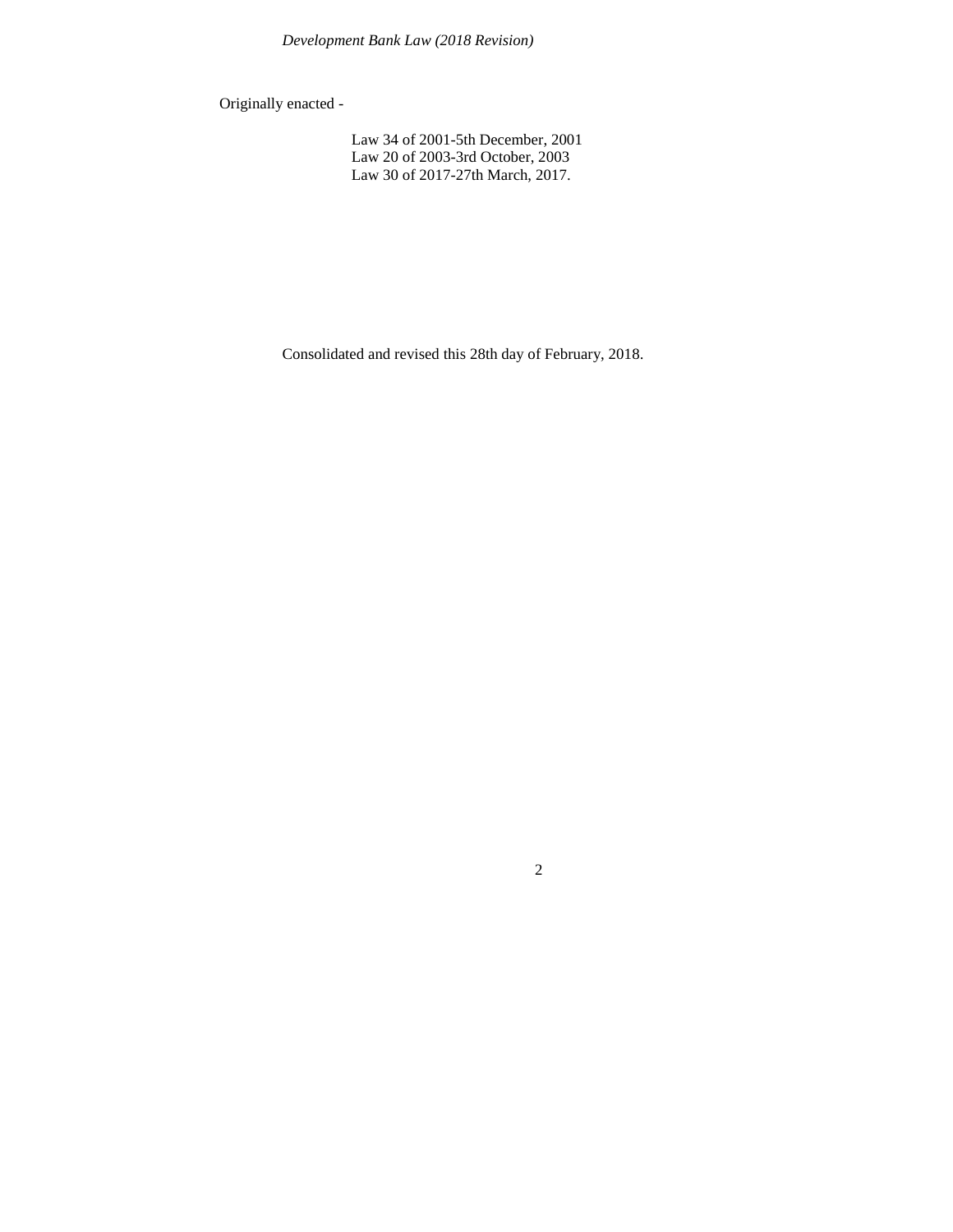Originally enacted -

Law 34 of 2001-5th December, 2001
Law 20 of 2003-3rd October, 2003
Law 30 of 2017-27th March, 2017.

Consolidated and revised this 28th day of February, 2018.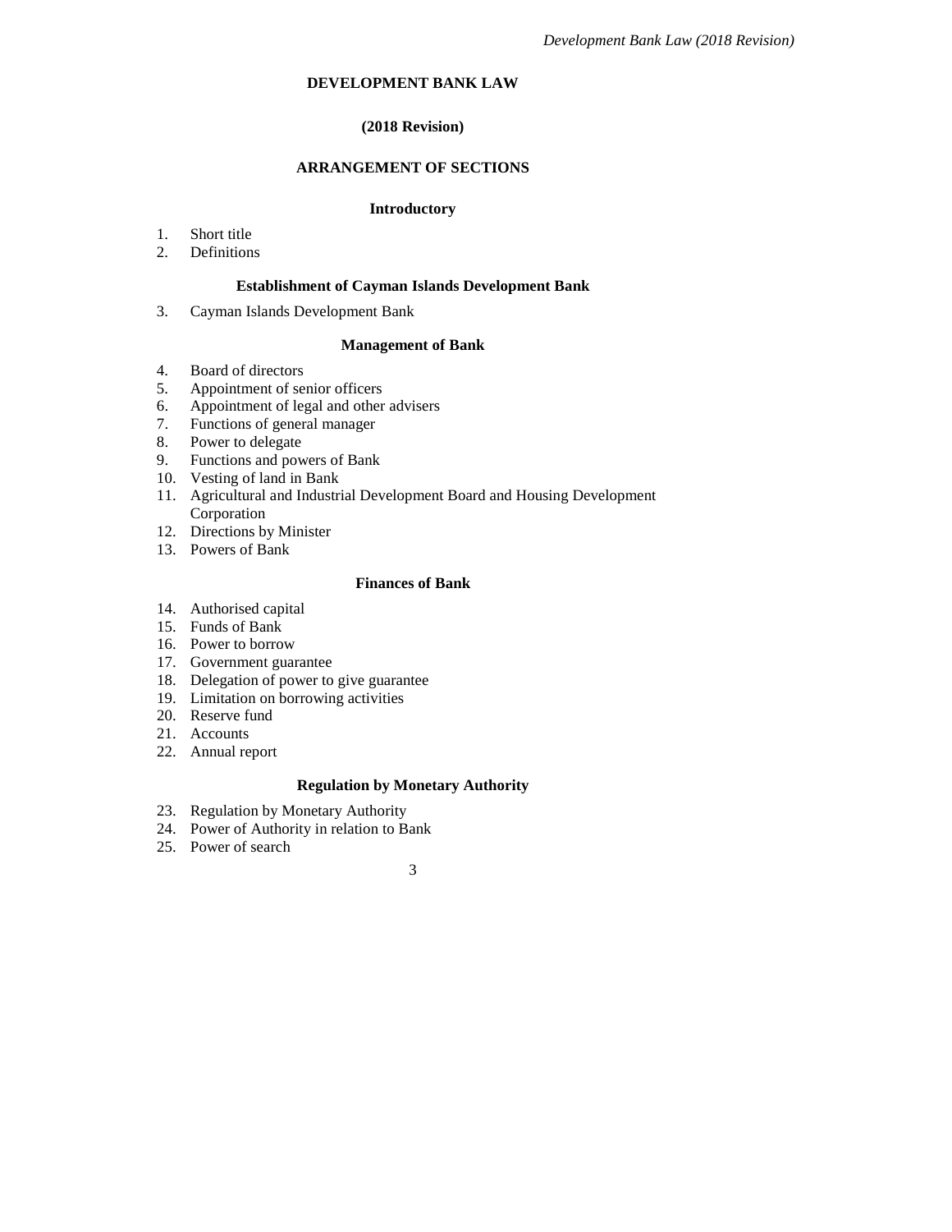# DEVELOPMENT BANK LAW

## (2018 Revision)

## ARRANGEMENT OF SECTIONS

### Introductory

1. Short title
2. Definitions

### Establishment of Cayman Islands Development Bank

3. Cayman Islands Development Bank

### Management of Bank

4. Board of directors
5. Appointment of senior officers
6. Appointment of legal and other advisers
7. Functions of general manager
8. Power to delegate
9. Functions and powers of Bank
10. Vesting of land in Bank
11. Agricultural and Industrial Development Board and Housing Development Corporation
12. Directions by Minister
13. Powers of Bank

### Finances of Bank

14. Authorised capital
15. Funds of Bank
16. Power to borrow
17. Government guarantee
18. Delegation of power to give guarantee
19. Limitation on borrowing activities
20. Reserve fund
21. Accounts
22. Annual report

### Regulation by Monetary Authority

23. Regulation by Monetary Authority
24. Power of Authority in relation to Bank
25. Power of search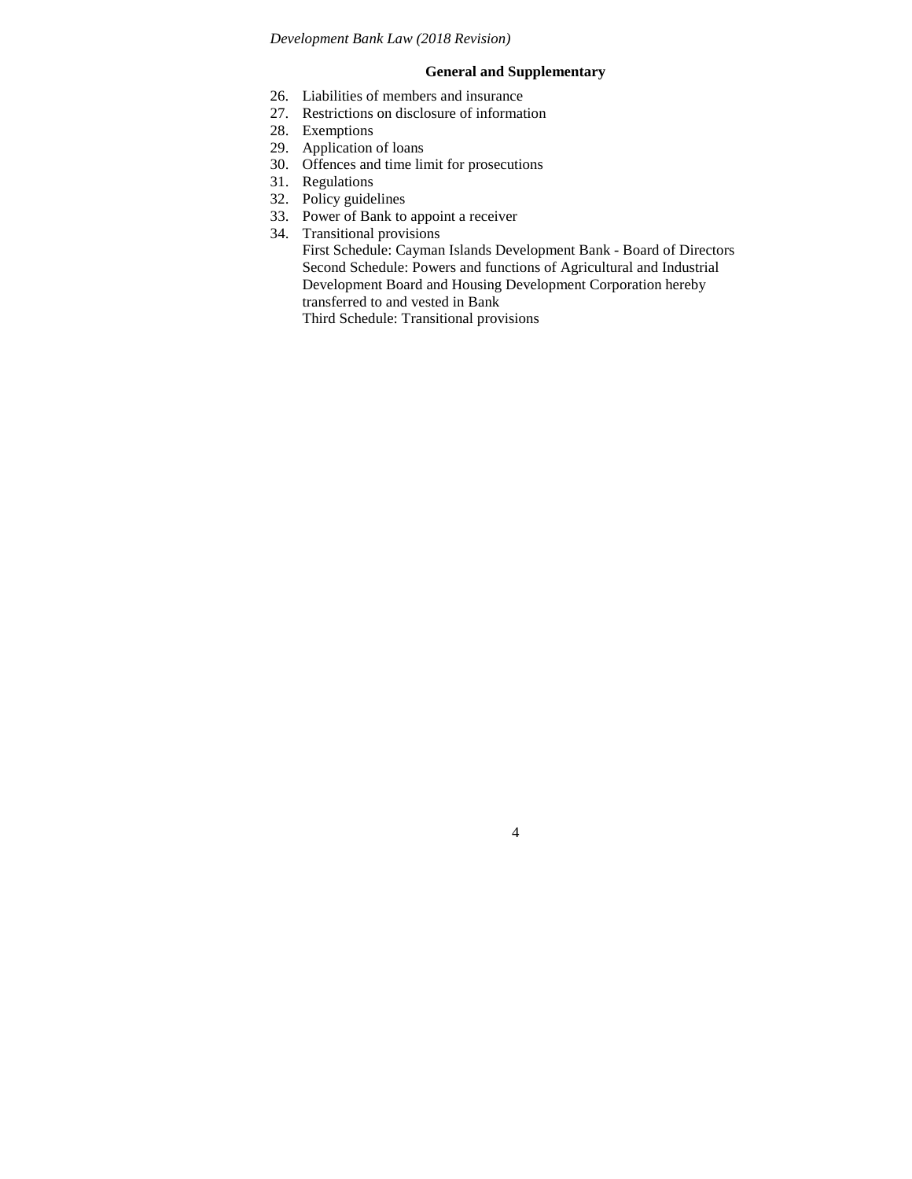**General and Supplementary**

26. Liabilities of members and insurance
27. Restrictions on disclosure of information
28. Exemptions
29. Application of loans
30. Offences and time limit for prosecutions
31. Regulations
32. Policy guidelines
33. Power of Bank to appoint a receiver
34. Transitional provisions

First Schedule: Cayman Islands Development Bank - Board of Directors
Second Schedule: Powers and functions of Agricultural and Industrial Development Board and Housing Development Corporation hereby transferred to and vested in Bank
Third Schedule: Transitional provisions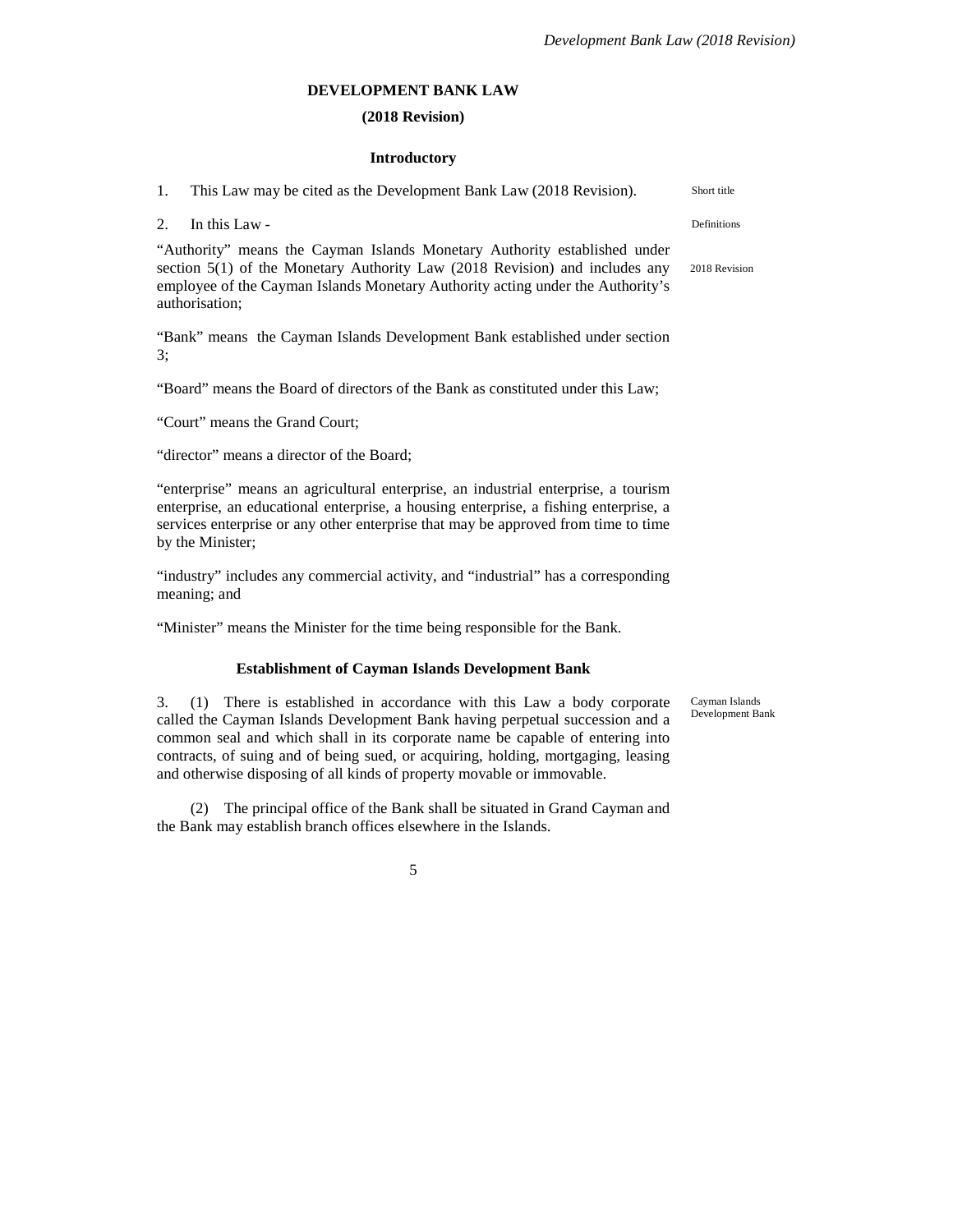# DEVELOPMENT BANK LAW

## (2018 Revision)

### Introductory

1. This Law may be cited as the Development Bank Law (2018 Revision). — Short title

2. In this Law - — Definitions

"Authority" means the Cayman Islands Monetary Authority established under section 5(1) of the Monetary Authority Law (2018 Revision) and includes any employee of the Cayman Islands Monetary Authority acting under the Authority's authorisation; — 2018 Revision

"Bank" means the Cayman Islands Development Bank established under section 3;

"Board" means the Board of directors of the Bank as constituted under this Law;

"Court" means the Grand Court;

"director" means a director of the Board;

"enterprise" means an agricultural enterprise, an industrial enterprise, a tourism enterprise, an educational enterprise, a housing enterprise, a fishing enterprise, a services enterprise or any other enterprise that may be approved from time to time by the Minister;

"industry" includes any commercial activity, and "industrial" has a corresponding meaning; and

"Minister" means the Minister for the time being responsible for the Bank.

### Establishment of Cayman Islands Development Bank

3. (1) There is established in accordance with this Law a body corporate called the Cayman Islands Development Bank having perpetual succession and a common seal and which shall in its corporate name be capable of entering into contracts, of suing and of being sued, or acquiring, holding, mortgaging, leasing and otherwise disposing of all kinds of property movable or immovable. — Cayman Islands Development Bank

(2) The principal office of the Bank shall be situated in Grand Cayman and the Bank may establish branch offices elsewhere in the Islands.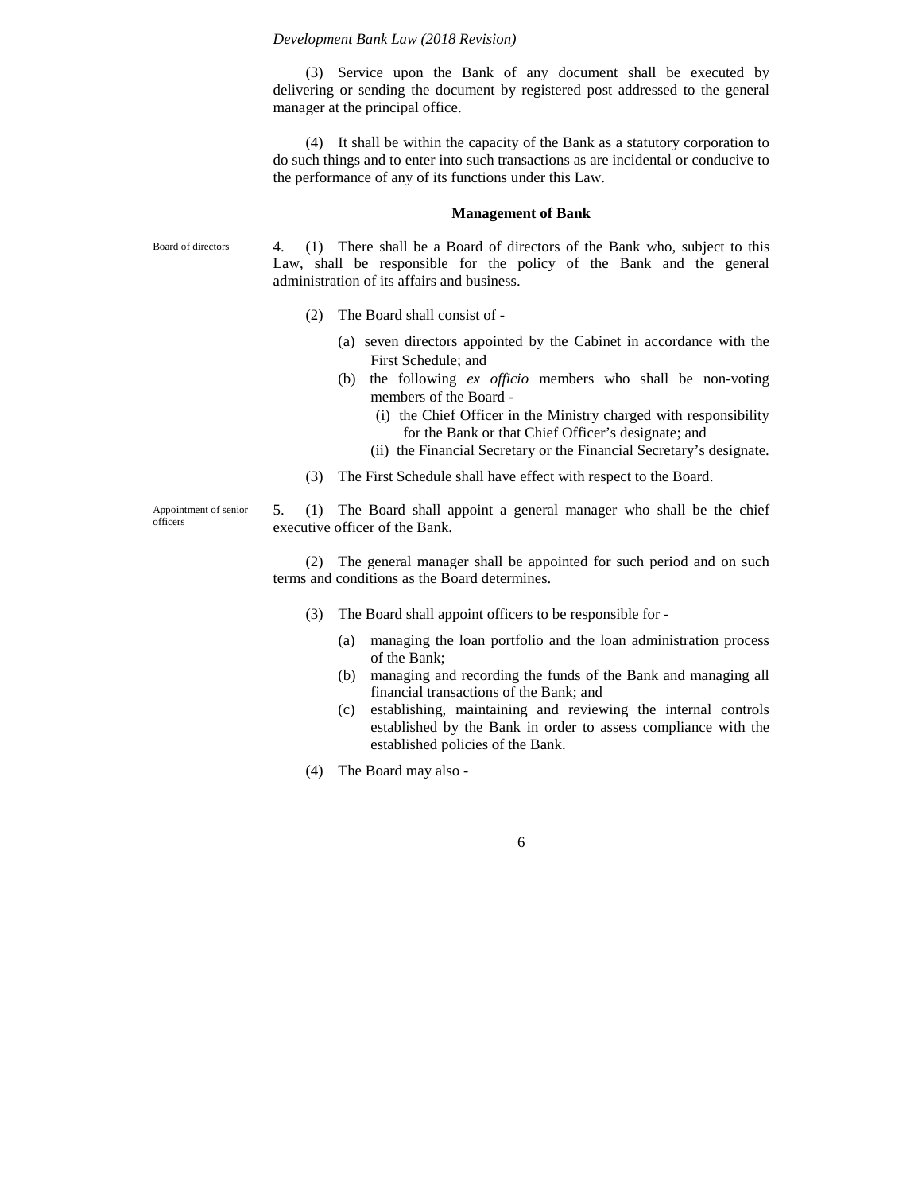(3) Service upon the Bank of any document shall be executed by delivering or sending the document by registered post addressed to the general manager at the principal office.

(4) It shall be within the capacity of the Bank as a statutory corporation to do such things and to enter into such transactions as are incidental or conducive to the performance of any of its functions under this Law.

### Management of Bank

Board of directors

4. (1) There shall be a Board of directors of the Bank who, subject to this Law, shall be responsible for the policy of the Bank and the general administration of its affairs and business.

(2) The Board shall consist of -

(a) seven directors appointed by the Cabinet in accordance with the First Schedule; and

(b) the following *ex officio* members who shall be non-voting members of the Board -

(i) the Chief Officer in the Ministry charged with responsibility for the Bank or that Chief Officer's designate; and

(ii) the Financial Secretary or the Financial Secretary's designate.

(3) The First Schedule shall have effect with respect to the Board.

Appointment of senior officers

5. (1) The Board shall appoint a general manager who shall be the chief executive officer of the Bank.

(2) The general manager shall be appointed for such period and on such terms and conditions as the Board determines.

(3) The Board shall appoint officers to be responsible for -

(a) managing the loan portfolio and the loan administration process of the Bank;

(b) managing and recording the funds of the Bank and managing all financial transactions of the Bank; and

(c) establishing, maintaining and reviewing the internal controls established by the Bank in order to assess compliance with the established policies of the Bank.

(4) The Board may also -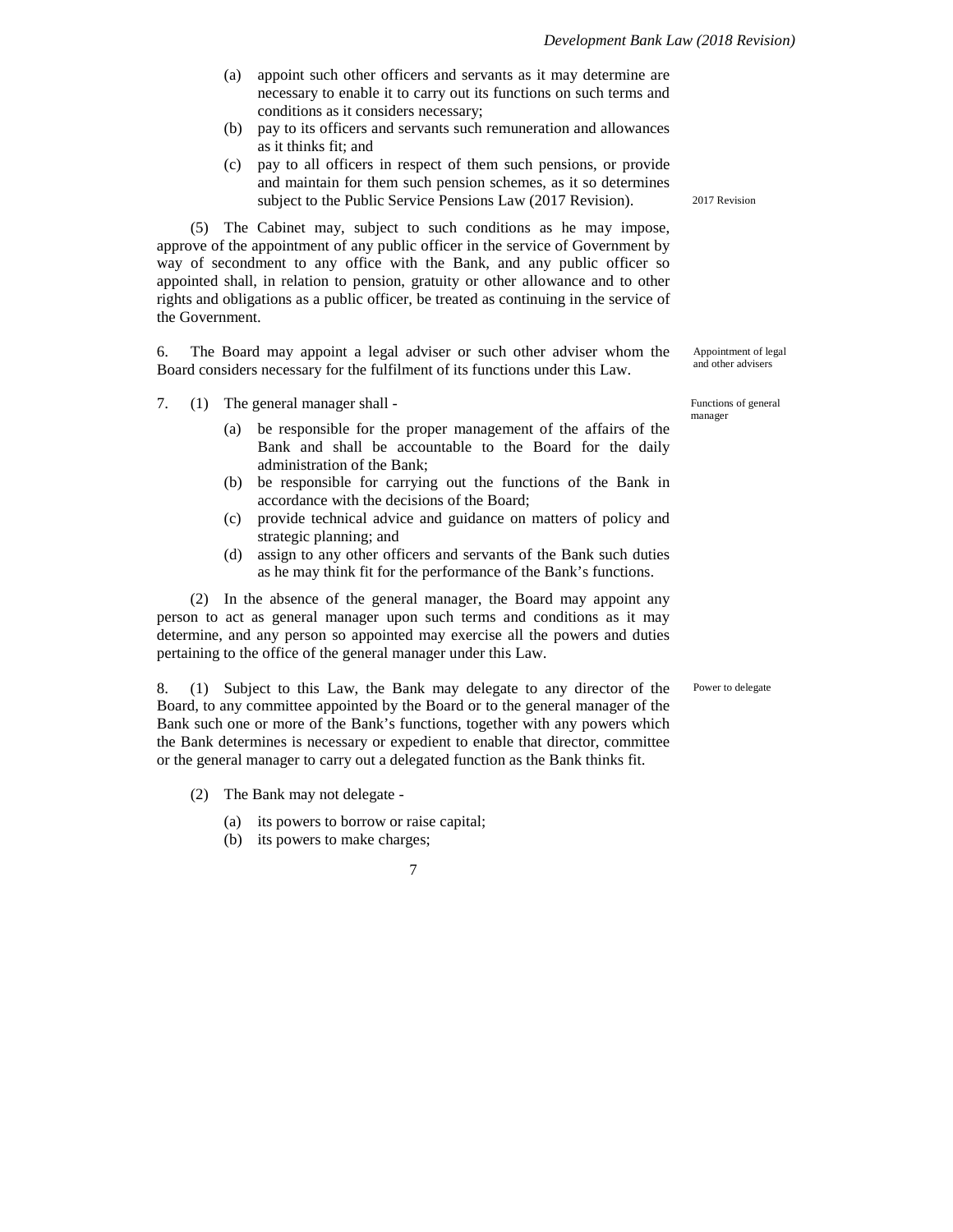(a) appoint such other officers and servants as it may determine are necessary to enable it to carry out its functions on such terms and conditions as it considers necessary;

(b) pay to its officers and servants such remuneration and allowances as it thinks fit; and

(c) pay to all officers in respect of them such pensions, or provide and maintain for them such pension schemes, as it so determines subject to the Public Service Pensions Law (2017 Revision).

2017 Revision

(5) The Cabinet may, subject to such conditions as he may impose, approve of the appointment of any public officer in the service of Government by way of secondment to any office with the Bank, and any public officer so appointed shall, in relation to pension, gratuity or other allowance and to other rights and obligations as a public officer, be treated as continuing in the service of the Government.

Appointment of legal and other advisers

6. The Board may appoint a legal adviser or such other adviser whom the Board considers necessary for the fulfilment of its functions under this Law.

Functions of general manager

7. (1) The general manager shall -

(a) be responsible for the proper management of the affairs of the Bank and shall be accountable to the Board for the daily administration of the Bank;

(b) be responsible for carrying out the functions of the Bank in accordance with the decisions of the Board;

(c) provide technical advice and guidance on matters of policy and strategic planning; and

(d) assign to any other officers and servants of the Bank such duties as he may think fit for the performance of the Bank's functions.

(2) In the absence of the general manager, the Board may appoint any person to act as general manager upon such terms and conditions as it may determine, and any person so appointed may exercise all the powers and duties pertaining to the office of the general manager under this Law.

Power to delegate

8. (1) Subject to this Law, the Bank may delegate to any director of the Board, to any committee appointed by the Board or to the general manager of the Bank such one or more of the Bank's functions, together with any powers which the Bank determines is necessary or expedient to enable that director, committee or the general manager to carry out a delegated function as the Bank thinks fit.

(2) The Bank may not delegate -

(a) its powers to borrow or raise capital;

(b) its powers to make charges;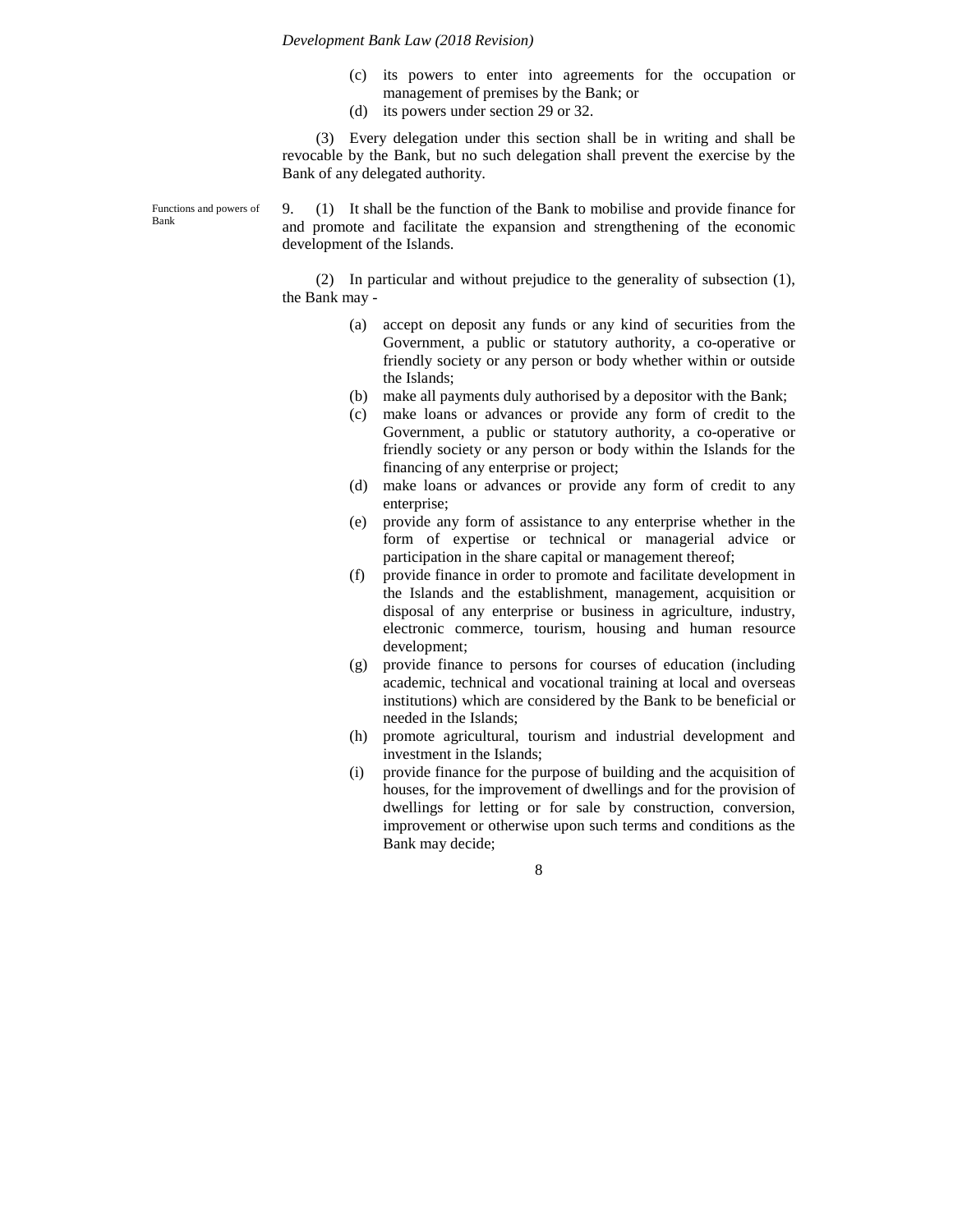(c) its powers to enter into agreements for the occupation or management of premises by the Bank; or

(d) its powers under section 29 or 32.

(3) Every delegation under this section shall be in writing and shall be revocable by the Bank, but no such delegation shall prevent the exercise by the Bank of any delegated authority.

Functions and powers of Bank

9. (1) It shall be the function of the Bank to mobilise and provide finance for and promote and facilitate the expansion and strengthening of the economic development of the Islands.

(2) In particular and without prejudice to the generality of subsection (1), the Bank may -

(a) accept on deposit any funds or any kind of securities from the Government, a public or statutory authority, a co-operative or friendly society or any person or body whether within or outside the Islands;

(b) make all payments duly authorised by a depositor with the Bank;

(c) make loans or advances or provide any form of credit to the Government, a public or statutory authority, a co-operative or friendly society or any person or body within the Islands for the financing of any enterprise or project;

(d) make loans or advances or provide any form of credit to any enterprise;

(e) provide any form of assistance to any enterprise whether in the form of expertise or technical or managerial advice or participation in the share capital or management thereof;

(f) provide finance in order to promote and facilitate development in the Islands and the establishment, management, acquisition or disposal of any enterprise or business in agriculture, industry, electronic commerce, tourism, housing and human resource development;

(g) provide finance to persons for courses of education (including academic, technical and vocational training at local and overseas institutions) which are considered by the Bank to be beneficial or needed in the Islands;

(h) promote agricultural, tourism and industrial development and investment in the Islands;

(i) provide finance for the purpose of building and the acquisition of houses, for the improvement of dwellings and for the provision of dwellings for letting or for sale by construction, conversion, improvement or otherwise upon such terms and conditions as the Bank may decide;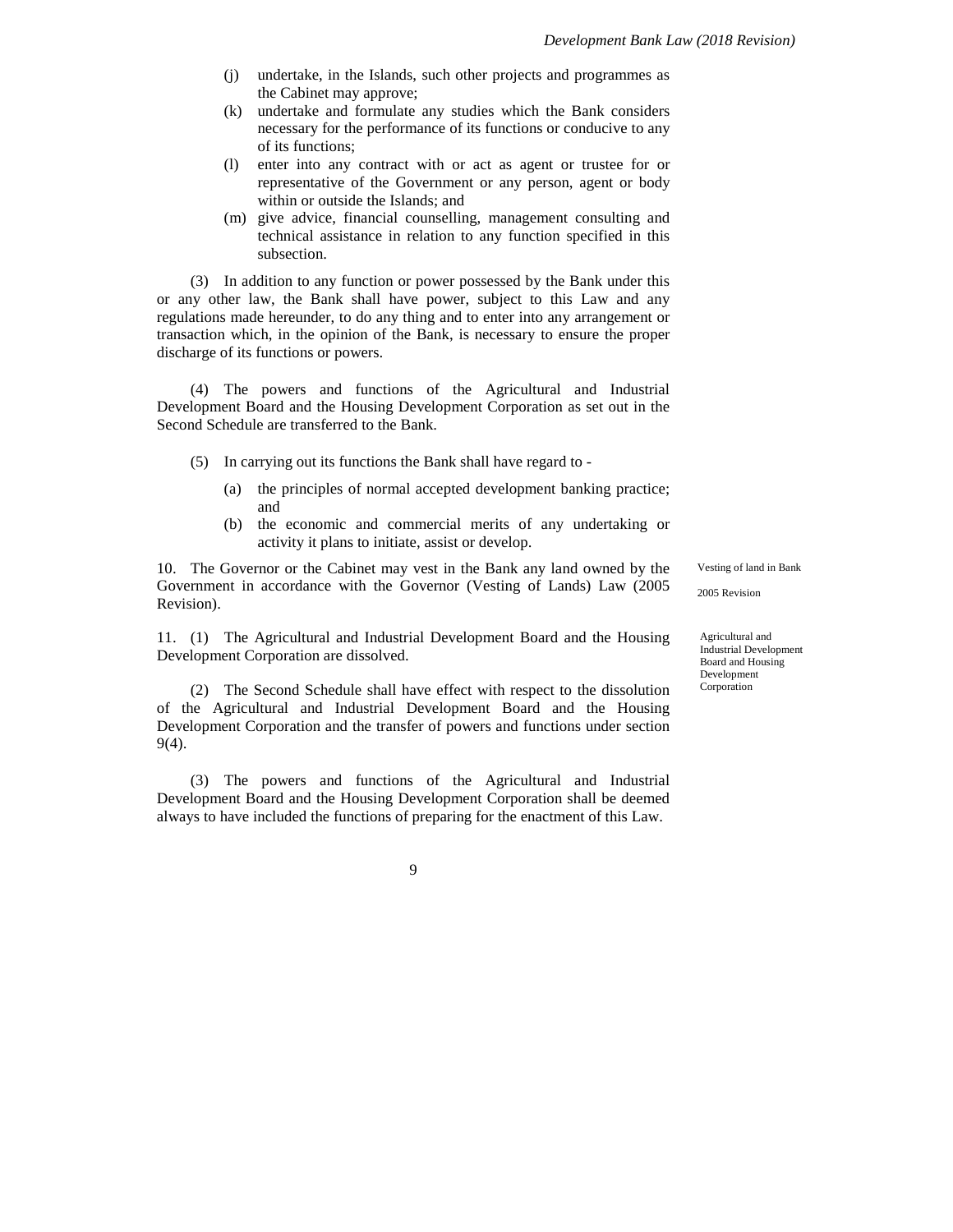(j) undertake, in the Islands, such other projects and programmes as the Cabinet may approve;

(k) undertake and formulate any studies which the Bank considers necessary for the performance of its functions or conducive to any of its functions;

(l) enter into any contract with or act as agent or trustee for or representative of the Government or any person, agent or body within or outside the Islands; and

(m) give advice, financial counselling, management consulting and technical assistance in relation to any function specified in this subsection.

(3) In addition to any function or power possessed by the Bank under this or any other law, the Bank shall have power, subject to this Law and any regulations made hereunder, to do any thing and to enter into any arrangement or transaction which, in the opinion of the Bank, is necessary to ensure the proper discharge of its functions or powers.

(4) The powers and functions of the Agricultural and Industrial Development Board and the Housing Development Corporation as set out in the Second Schedule are transferred to the Bank.

(5) In carrying out its functions the Bank shall have regard to -

(a) the principles of normal accepted development banking practice; and

(b) the economic and commercial merits of any undertaking or activity it plans to initiate, assist or develop.

*Vesting of land in Bank*

*2005 Revision*

10. The Governor or the Cabinet may vest in the Bank any land owned by the Government in accordance with the Governor (Vesting of Lands) Law (2005 Revision).

*Agricultural and Industrial Development Board and Housing Development Corporation*

11. (1) The Agricultural and Industrial Development Board and the Housing Development Corporation are dissolved.

(2) The Second Schedule shall have effect with respect to the dissolution of the Agricultural and Industrial Development Board and the Housing Development Corporation and the transfer of powers and functions under section 9(4).

(3) The powers and functions of the Agricultural and Industrial Development Board and the Housing Development Corporation shall be deemed always to have included the functions of preparing for the enactment of this Law.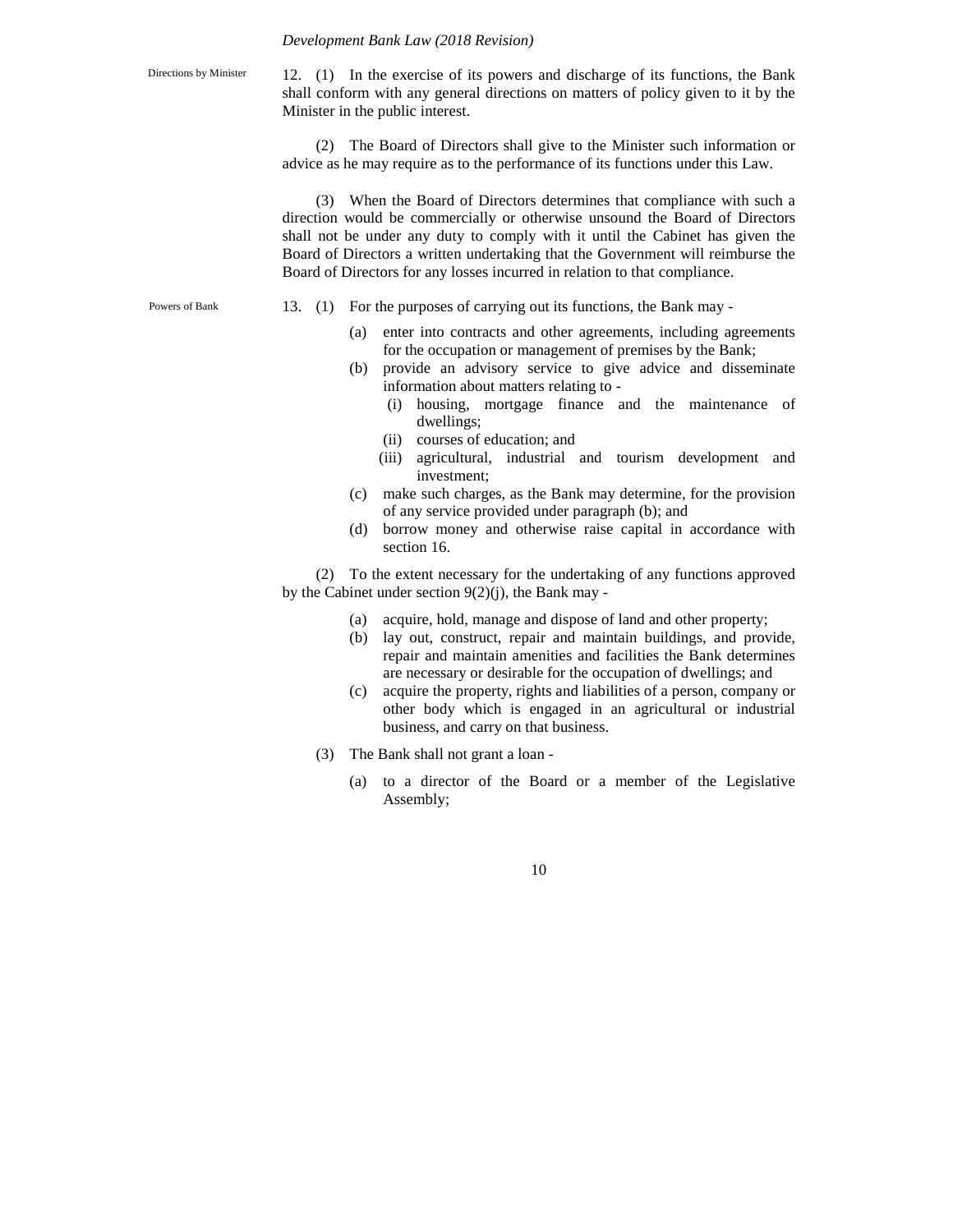**Directions by Minister**

12. (1) In the exercise of its powers and discharge of its functions, the Bank shall conform with any general directions on matters of policy given to it by the Minister in the public interest.

(2) The Board of Directors shall give to the Minister such information or advice as he may require as to the performance of its functions under this Law.

(3) When the Board of Directors determines that compliance with such a direction would be commercially or otherwise unsound the Board of Directors shall not be under any duty to comply with it until the Cabinet has given the Board of Directors a written undertaking that the Government will reimburse the Board of Directors for any losses incurred in relation to that compliance.

**Powers of Bank**

13. (1) For the purposes of carrying out its functions, the Bank may -

- (a) enter into contracts and other agreements, including agreements for the occupation or management of premises by the Bank;
- (b) provide an advisory service to give advice and disseminate information about matters relating to -
  - (i) housing, mortgage finance and the maintenance of dwellings;
  - (ii) courses of education; and
  - (iii) agricultural, industrial and tourism development and investment;
- (c) make such charges, as the Bank may determine, for the provision of any service provided under paragraph (b); and
- (d) borrow money and otherwise raise capital in accordance with section 16.

(2) To the extent necessary for the undertaking of any functions approved by the Cabinet under section 9(2)(j), the Bank may -

- (a) acquire, hold, manage and dispose of land and other property;
- (b) lay out, construct, repair and maintain buildings, and provide, repair and maintain amenities and facilities the Bank determines are necessary or desirable for the occupation of dwellings; and
- (c) acquire the property, rights and liabilities of a person, company or other body which is engaged in an agricultural or industrial business, and carry on that business.

(3) The Bank shall not grant a loan -

- (a) to a director of the Board or a member of the Legislative Assembly;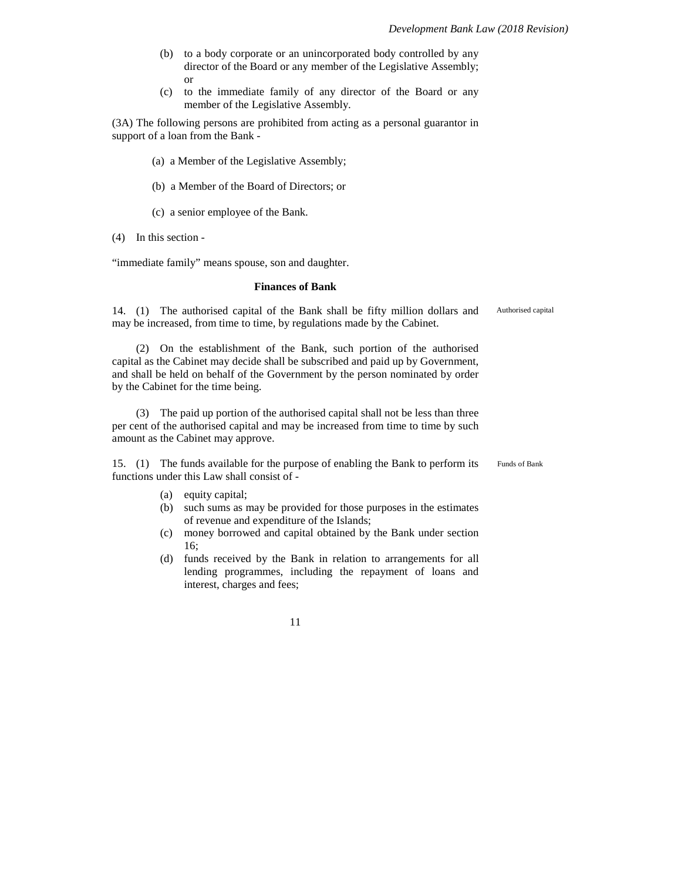(b) to a body corporate or an unincorporated body controlled by any director of the Board or any member of the Legislative Assembly; or

(c) to the immediate family of any director of the Board or any member of the Legislative Assembly.

(3A) The following persons are prohibited from acting as a personal guarantor in support of a loan from the Bank -

(a) a Member of the Legislative Assembly;

(b) a Member of the Board of Directors; or

(c) a senior employee of the Bank.

(4) In this section -

"immediate family" means spouse, son and daughter.

**Finances of Bank**

Authorised capital

14. (1) The authorised capital of the Bank shall be fifty million dollars and may be increased, from time to time, by regulations made by the Cabinet.

(2) On the establishment of the Bank, such portion of the authorised capital as the Cabinet may decide shall be subscribed and paid up by Government, and shall be held on behalf of the Government by the person nominated by order by the Cabinet for the time being.

(3) The paid up portion of the authorised capital shall not be less than three per cent of the authorised capital and may be increased from time to time by such amount as the Cabinet may approve.

Funds of Bank

15. (1) The funds available for the purpose of enabling the Bank to perform its functions under this Law shall consist of -

(a) equity capital;

(b) such sums as may be provided for those purposes in the estimates of revenue and expenditure of the Islands;

(c) money borrowed and capital obtained by the Bank under section 16;

(d) funds received by the Bank in relation to arrangements for all lending programmes, including the repayment of loans and interest, charges and fees;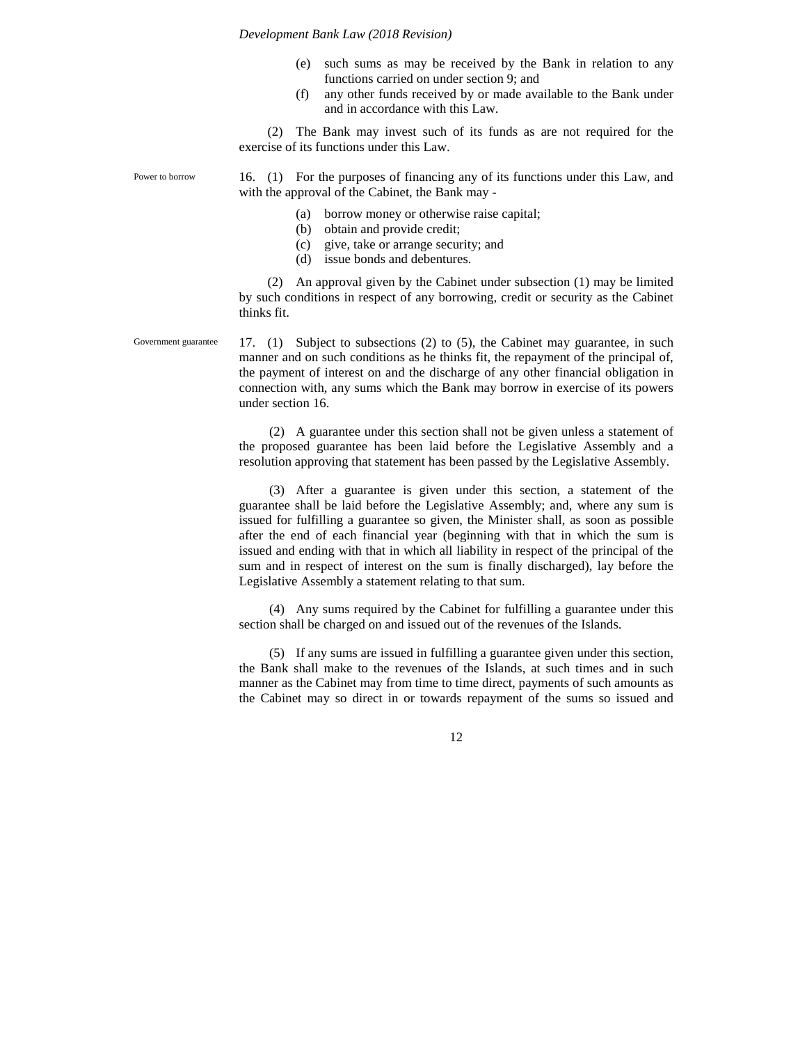(e) such sums as may be received by the Bank in relation to any functions carried on under section 9; and

(f) any other funds received by or made available to the Bank under and in accordance with this Law.

(2) The Bank may invest such of its funds as are not required for the exercise of its functions under this Law.

Power to borrow

16. (1) For the purposes of financing any of its functions under this Law, and with the approval of the Cabinet, the Bank may -

(a) borrow money or otherwise raise capital;

(b) obtain and provide credit;

(c) give, take or arrange security; and

(d) issue bonds and debentures.

(2) An approval given by the Cabinet under subsection (1) may be limited by such conditions in respect of any borrowing, credit or security as the Cabinet thinks fit.

Government guarantee

17. (1) Subject to subsections (2) to (5), the Cabinet may guarantee, in such manner and on such conditions as he thinks fit, the repayment of the principal of, the payment of interest on and the discharge of any other financial obligation in connection with, any sums which the Bank may borrow in exercise of its powers under section 16.

(2) A guarantee under this section shall not be given unless a statement of the proposed guarantee has been laid before the Legislative Assembly and a resolution approving that statement has been passed by the Legislative Assembly.

(3) After a guarantee is given under this section, a statement of the guarantee shall be laid before the Legislative Assembly; and, where any sum is issued for fulfilling a guarantee so given, the Minister shall, as soon as possible after the end of each financial year (beginning with that in which the sum is issued and ending with that in which all liability in respect of the principal of the sum and in respect of interest on the sum is finally discharged), lay before the Legislative Assembly a statement relating to that sum.

(4) Any sums required by the Cabinet for fulfilling a guarantee under this section shall be charged on and issued out of the revenues of the Islands.

(5) If any sums are issued in fulfilling a guarantee given under this section, the Bank shall make to the revenues of the Islands, at such times and in such manner as the Cabinet may from time to time direct, payments of such amounts as the Cabinet may so direct in or towards repayment of the sums so issued and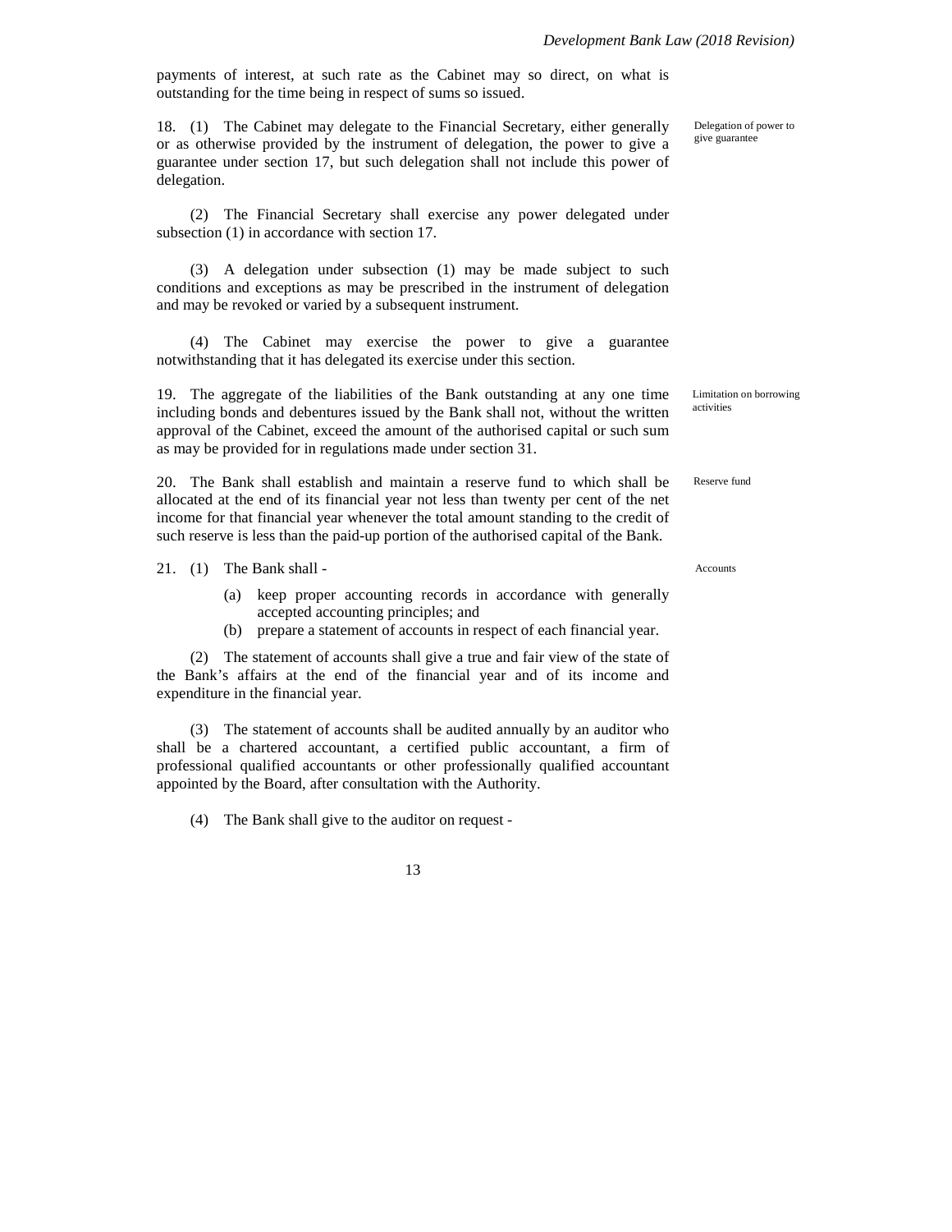payments of interest, at such rate as the Cabinet may so direct, on what is outstanding for the time being in respect of sums so issued.

18. (1) The Cabinet may delegate to the Financial Secretary, either generally or as otherwise provided by the instrument of delegation, the power to give a guarantee under section 17, but such delegation shall not include this power of delegation.

*Delegation of power to give guarantee*

(2) The Financial Secretary shall exercise any power delegated under subsection (1) in accordance with section 17.

(3) A delegation under subsection (1) may be made subject to such conditions and exceptions as may be prescribed in the instrument of delegation and may be revoked or varied by a subsequent instrument.

(4) The Cabinet may exercise the power to give a guarantee notwithstanding that it has delegated its exercise under this section.

19. The aggregate of the liabilities of the Bank outstanding at any one time including bonds and debentures issued by the Bank shall not, without the written approval of the Cabinet, exceed the amount of the authorised capital or such sum as may be provided for in regulations made under section 31.

*Limitation on borrowing activities*

20. The Bank shall establish and maintain a reserve fund to which shall be allocated at the end of its financial year not less than twenty per cent of the net income for that financial year whenever the total amount standing to the credit of such reserve is less than the paid-up portion of the authorised capital of the Bank.

*Reserve fund*

21. (1) The Bank shall -

*Accounts*

- (a) keep proper accounting records in accordance with generally accepted accounting principles; and
- (b) prepare a statement of accounts in respect of each financial year.

(2) The statement of accounts shall give a true and fair view of the state of the Bank's affairs at the end of the financial year and of its income and expenditure in the financial year.

(3) The statement of accounts shall be audited annually by an auditor who shall be a chartered accountant, a certified public accountant, a firm of professional qualified accountants or other professionally qualified accountant appointed by the Board, after consultation with the Authority.

(4) The Bank shall give to the auditor on request -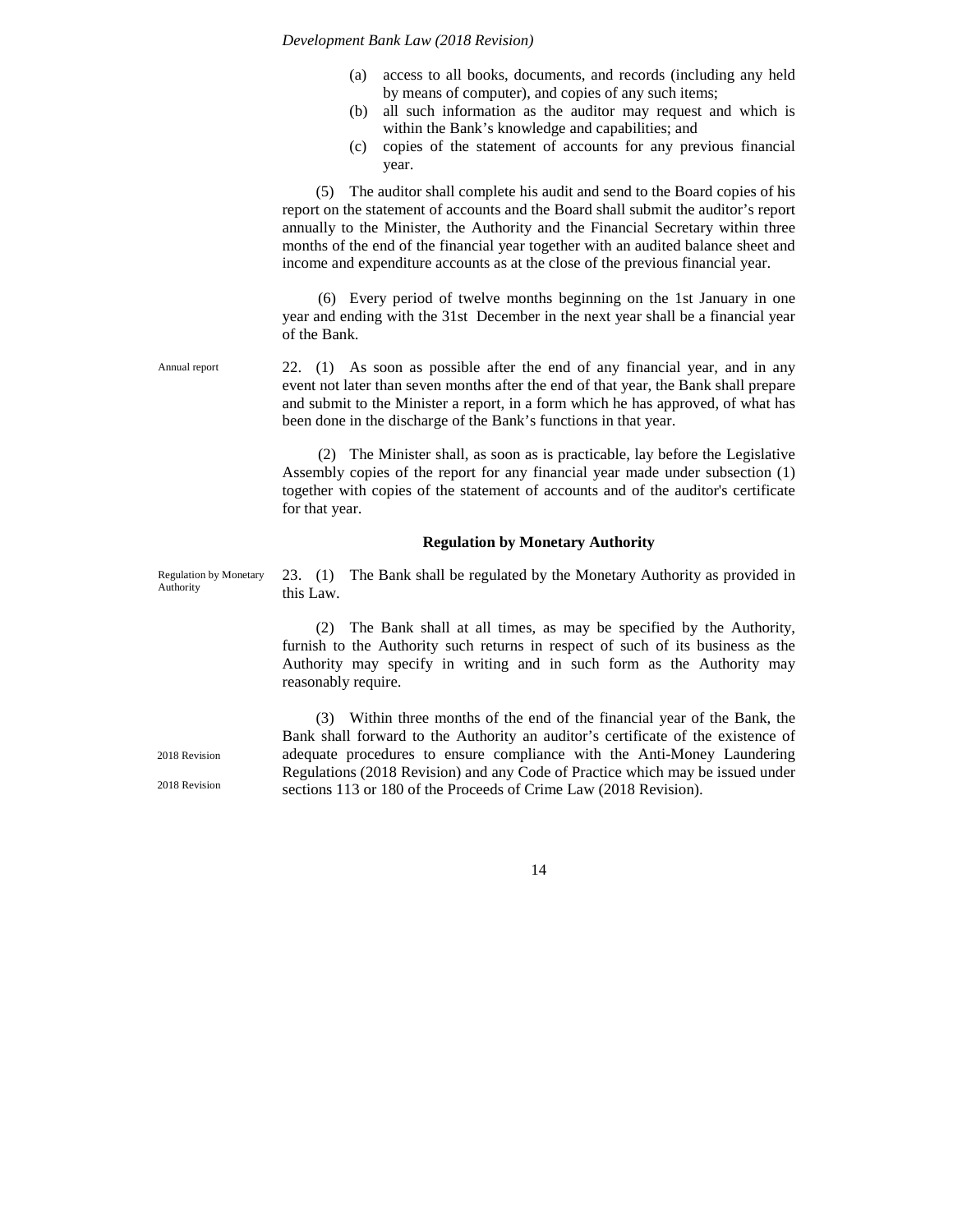(a) access to all books, documents, and records (including any held by means of computer), and copies of any such items;

(b) all such information as the auditor may request and which is within the Bank's knowledge and capabilities; and

(c) copies of the statement of accounts for any previous financial year.

(5) The auditor shall complete his audit and send to the Board copies of his report on the statement of accounts and the Board shall submit the auditor's report annually to the Minister, the Authority and the Financial Secretary within three months of the end of the financial year together with an audited balance sheet and income and expenditure accounts as at the close of the previous financial year.

(6) Every period of twelve months beginning on the 1st January in one year and ending with the 31st December in the next year shall be a financial year of the Bank.

Annual report

22. (1) As soon as possible after the end of any financial year, and in any event not later than seven months after the end of that year, the Bank shall prepare and submit to the Minister a report, in a form which he has approved, of what has been done in the discharge of the Bank's functions in that year.

(2) The Minister shall, as soon as is practicable, lay before the Legislative Assembly copies of the report for any financial year made under subsection (1) together with copies of the statement of accounts and of the auditor's certificate for that year.

## Regulation by Monetary Authority

Regulation by Monetary Authority

23. (1) The Bank shall be regulated by the Monetary Authority as provided in this Law.

(2) The Bank shall at all times, as may be specified by the Authority, furnish to the Authority such returns in respect of such of its business as the Authority may specify in writing and in such form as the Authority may reasonably require.

(3) Within three months of the end of the financial year of the Bank, the Bank shall forward to the Authority an auditor's certificate of the existence of adequate procedures to ensure compliance with the Anti-Money Laundering Regulations (2018 Revision) and any Code of Practice which may be issued under sections 113 or 180 of the Proceeds of Crime Law (2018 Revision).

2018 Revision

2018 Revision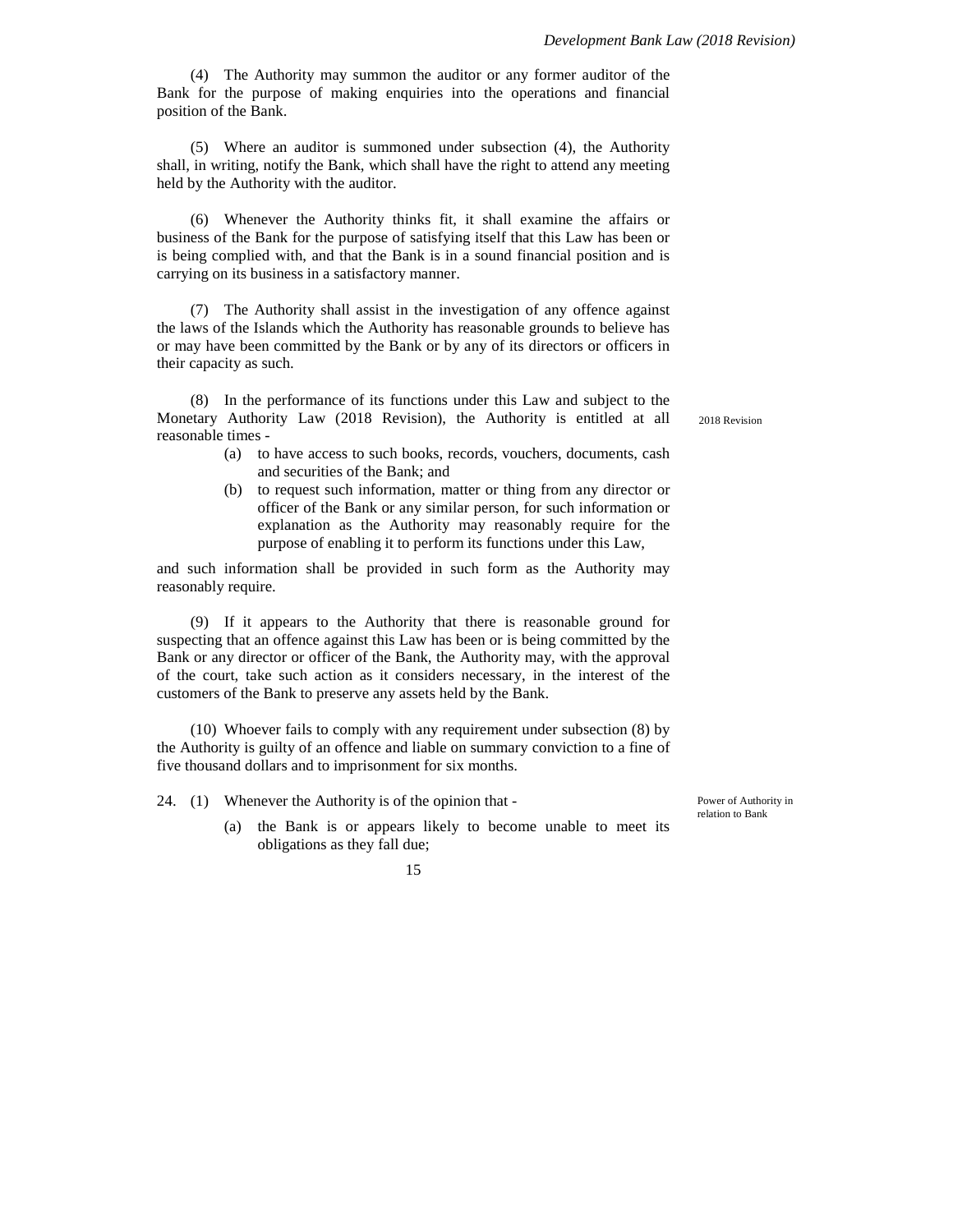(4) The Authority may summon the auditor or any former auditor of the Bank for the purpose of making enquiries into the operations and financial position of the Bank.

(5) Where an auditor is summoned under subsection (4), the Authority shall, in writing, notify the Bank, which shall have the right to attend any meeting held by the Authority with the auditor.

(6) Whenever the Authority thinks fit, it shall examine the affairs or business of the Bank for the purpose of satisfying itself that this Law has been or is being complied with, and that the Bank is in a sound financial position and is carrying on its business in a satisfactory manner.

(7) The Authority shall assist in the investigation of any offence against the laws of the Islands which the Authority has reasonable grounds to believe has or may have been committed by the Bank or by any of its directors or officers in their capacity as such.

(8) In the performance of its functions under this Law and subject to the Monetary Authority Law (2018 Revision), the Authority is entitled at all reasonable times -

2018 Revision

- (a) to have access to such books, records, vouchers, documents, cash and securities of the Bank; and
- (b) to request such information, matter or thing from any director or officer of the Bank or any similar person, for such information or explanation as the Authority may reasonably require for the purpose of enabling it to perform its functions under this Law,

and such information shall be provided in such form as the Authority may reasonably require.

(9) If it appears to the Authority that there is reasonable ground for suspecting that an offence against this Law has been or is being committed by the Bank or any director or officer of the Bank, the Authority may, with the approval of the court, take such action as it considers necessary, in the interest of the customers of the Bank to preserve any assets held by the Bank.

(10) Whoever fails to comply with any requirement under subsection (8) by the Authority is guilty of an offence and liable on summary conviction to a fine of five thousand dollars and to imprisonment for six months.

Power of Authority in relation to Bank

24. (1) Whenever the Authority is of the opinion that -

- (a) the Bank is or appears likely to become unable to meet its obligations as they fall due;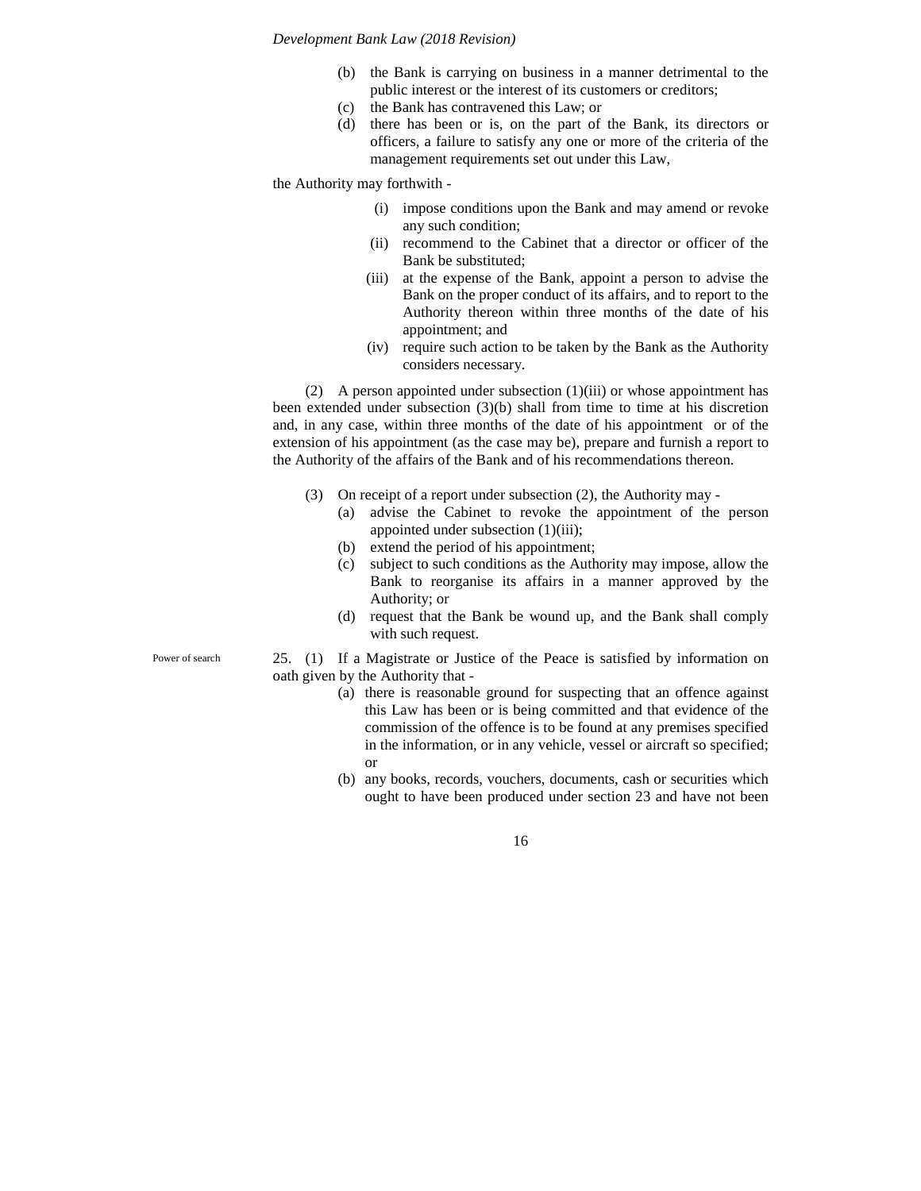(b) the Bank is carrying on business in a manner detrimental to the public interest or the interest of its customers or creditors;

(c) the Bank has contravened this Law; or

(d) there has been or is, on the part of the Bank, its directors or officers, a failure to satisfy any one or more of the criteria of the management requirements set out under this Law,

the Authority may forthwith -

(i) impose conditions upon the Bank and may amend or revoke any such condition;

(ii) recommend to the Cabinet that a director or officer of the Bank be substituted;

(iii) at the expense of the Bank, appoint a person to advise the Bank on the proper conduct of its affairs, and to report to the Authority thereon within three months of the date of his appointment; and

(iv) require such action to be taken by the Bank as the Authority considers necessary.

(2) A person appointed under subsection (1)(iii) or whose appointment has been extended under subsection (3)(b) shall from time to time at his discretion and, in any case, within three months of the date of his appointment or of the extension of his appointment (as the case may be), prepare and furnish a report to the Authority of the affairs of the Bank and of his recommendations thereon.

(3) On receipt of a report under subsection (2), the Authority may -

(a) advise the Cabinet to revoke the appointment of the person appointed under subsection (1)(iii);

(b) extend the period of his appointment;

(c) subject to such conditions as the Authority may impose, allow the Bank to reorganise its affairs in a manner approved by the Authority; or

(d) request that the Bank be wound up, and the Bank shall comply with such request.

Power of search

25. (1) If a Magistrate or Justice of the Peace is satisfied by information on oath given by the Authority that -

(a) there is reasonable ground for suspecting that an offence against this Law has been or is being committed and that evidence of the commission of the offence is to be found at any premises specified in the information, or in any vehicle, vessel or aircraft so specified; or

(b) any books, records, vouchers, documents, cash or securities which ought to have been produced under section 23 and have not been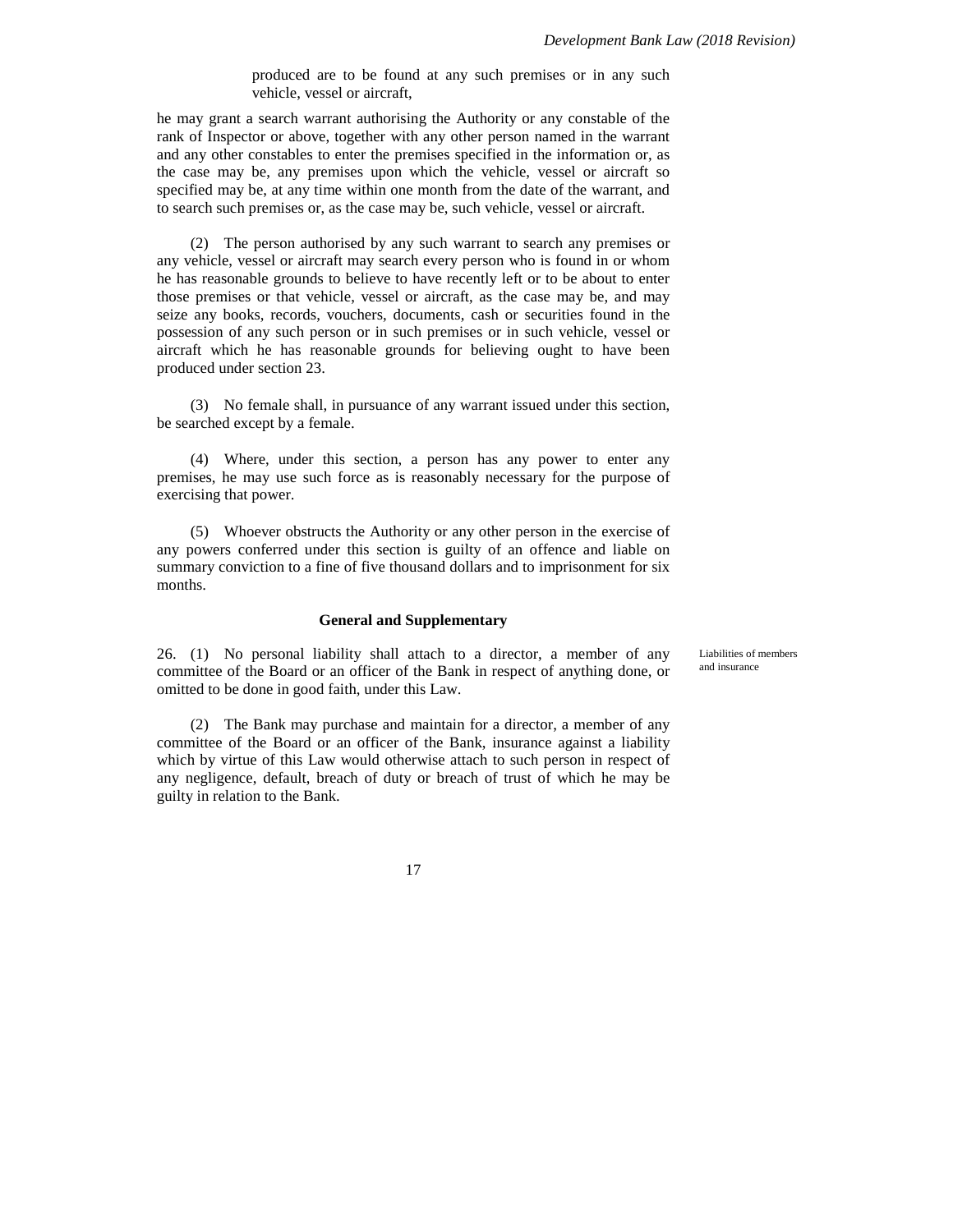produced are to be found at any such premises or in any such vehicle, vessel or aircraft,

he may grant a search warrant authorising the Authority or any constable of the rank of Inspector or above, together with any other person named in the warrant and any other constables to enter the premises specified in the information or, as the case may be, any premises upon which the vehicle, vessel or aircraft so specified may be, at any time within one month from the date of the warrant, and to search such premises or, as the case may be, such vehicle, vessel or aircraft.

(2) The person authorised by any such warrant to search any premises or any vehicle, vessel or aircraft may search every person who is found in or whom he has reasonable grounds to believe to have recently left or to be about to enter those premises or that vehicle, vessel or aircraft, as the case may be, and may seize any books, records, vouchers, documents, cash or securities found in the possession of any such person or in such premises or in such vehicle, vessel or aircraft which he has reasonable grounds for believing ought to have been produced under section 23.

(3) No female shall, in pursuance of any warrant issued under this section, be searched except by a female.

(4) Where, under this section, a person has any power to enter any premises, he may use such force as is reasonably necessary for the purpose of exercising that power.

(5) Whoever obstructs the Authority or any other person in the exercise of any powers conferred under this section is guilty of an offence and liable on summary conviction to a fine of five thousand dollars and to imprisonment for six months.

**General and Supplementary**

Liabilities of members and insurance

26. (1) No personal liability shall attach to a director, a member of any committee of the Board or an officer of the Bank in respect of anything done, or omitted to be done in good faith, under this Law.

(2) The Bank may purchase and maintain for a director, a member of any committee of the Board or an officer of the Bank, insurance against a liability which by virtue of this Law would otherwise attach to such person in respect of any negligence, default, breach of duty or breach of trust of which he may be guilty in relation to the Bank.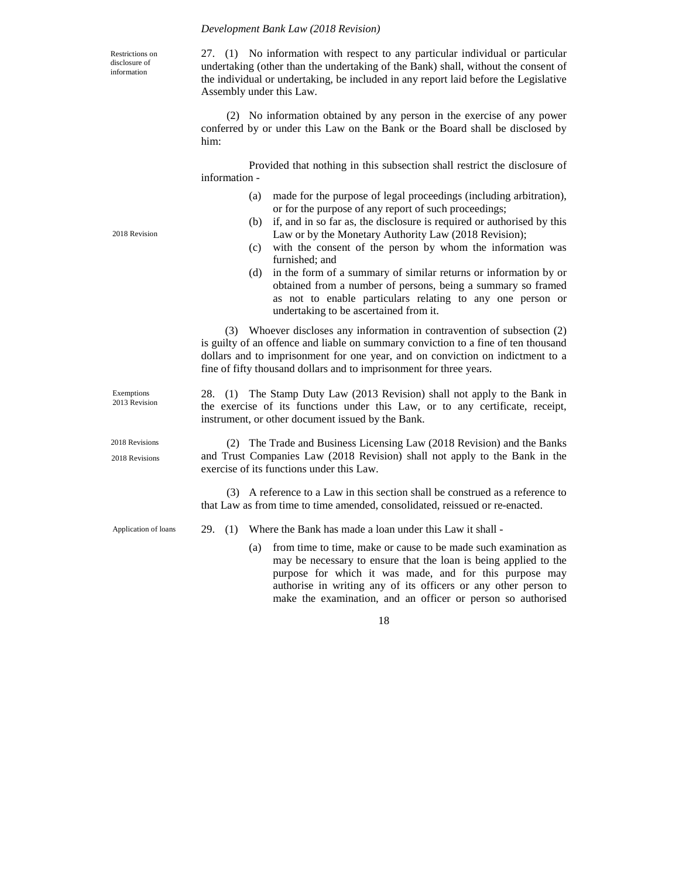Restrictions on disclosure of information

27. (1) No information with respect to any particular individual or particular undertaking (other than the undertaking of the Bank) shall, without the consent of the individual or undertaking, be included in any report laid before the Legislative Assembly under this Law.

(2) No information obtained by any person in the exercise of any power conferred by or under this Law on the Bank or the Board shall be disclosed by him:

Provided that nothing in this subsection shall restrict the disclosure of information -

(a) made for the purpose of legal proceedings (including arbitration), or for the purpose of any report of such proceedings;

(b) if, and in so far as, the disclosure is required or authorised by this Law or by the Monetary Authority Law (2018 Revision);

2018 Revision

(c) with the consent of the person by whom the information was furnished; and

(d) in the form of a summary of similar returns or information by or obtained from a number of persons, being a summary so framed as not to enable particulars relating to any one person or undertaking to be ascertained from it.

(3) Whoever discloses any information in contravention of subsection (2) is guilty of an offence and liable on summary conviction to a fine of ten thousand dollars and to imprisonment for one year, and on conviction on indictment to a fine of fifty thousand dollars and to imprisonment for three years.

Exemptions

2013 Revision

28. (1) The Stamp Duty Law (2013 Revision) shall not apply to the Bank in the exercise of its functions under this Law, or to any certificate, receipt, instrument, or other document issued by the Bank.

2018 Revisions

2018 Revisions

(2) The Trade and Business Licensing Law (2018 Revision) and the Banks and Trust Companies Law (2018 Revision) shall not apply to the Bank in the exercise of its functions under this Law.

(3) A reference to a Law in this section shall be construed as a reference to that Law as from time to time amended, consolidated, reissued or re-enacted.

Application of loans

29. (1) Where the Bank has made a loan under this Law it shall -

(a) from time to time, make or cause to be made such examination as may be necessary to ensure that the loan is being applied to the purpose for which it was made, and for this purpose may authorise in writing any of its officers or any other person to make the examination, and an officer or person so authorised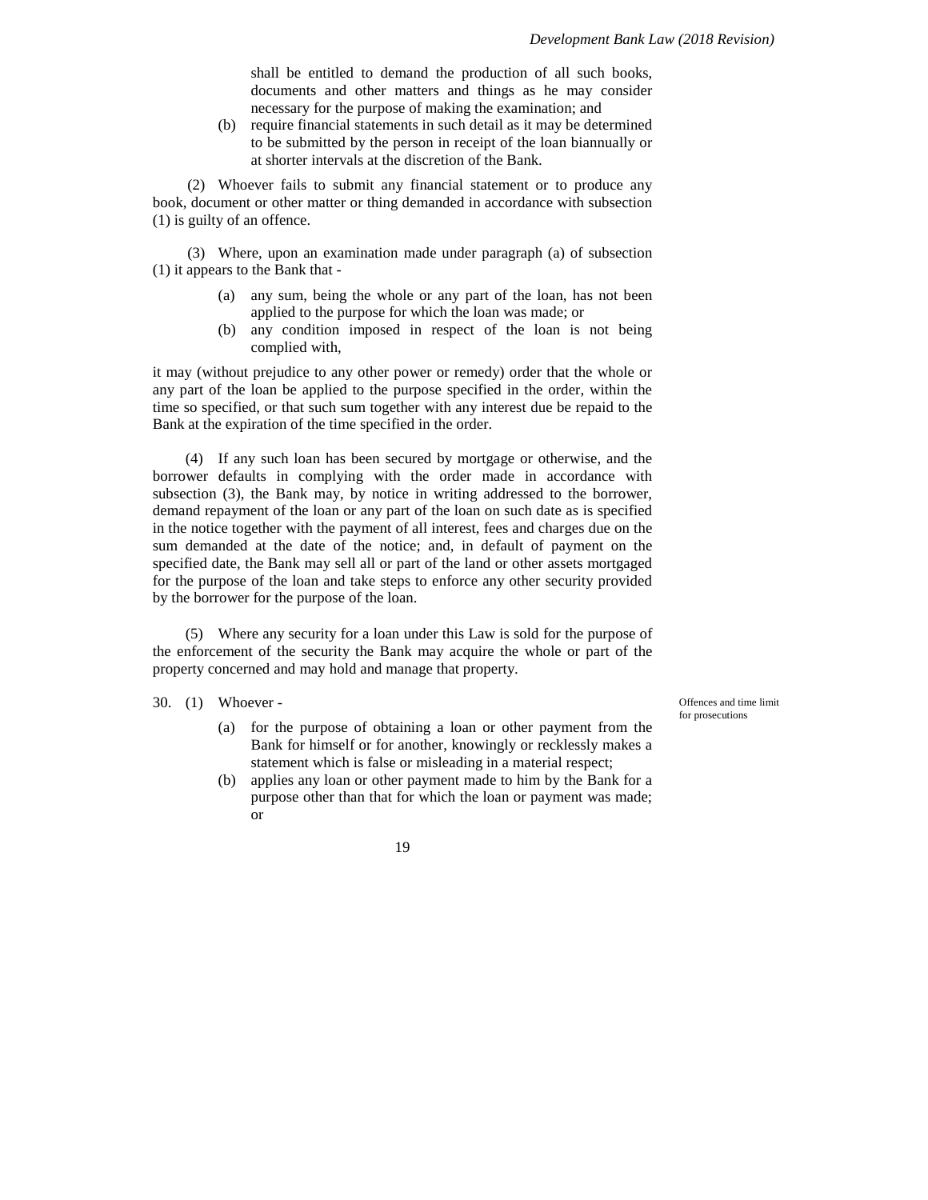shall be entitled to demand the production of all such books, documents and other matters and things as he may consider necessary for the purpose of making the examination; and

(b) require financial statements in such detail as it may be determined to be submitted by the person in receipt of the loan biannually or at shorter intervals at the discretion of the Bank.

(2) Whoever fails to submit any financial statement or to produce any book, document or other matter or thing demanded in accordance with subsection (1) is guilty of an offence.

(3) Where, upon an examination made under paragraph (a) of subsection (1) it appears to the Bank that -

(a) any sum, being the whole or any part of the loan, has not been applied to the purpose for which the loan was made; or

(b) any condition imposed in respect of the loan is not being complied with,

it may (without prejudice to any other power or remedy) order that the whole or any part of the loan be applied to the purpose specified in the order, within the time so specified, or that such sum together with any interest due be repaid to the Bank at the expiration of the time specified in the order.

(4) If any such loan has been secured by mortgage or otherwise, and the borrower defaults in complying with the order made in accordance with subsection (3), the Bank may, by notice in writing addressed to the borrower, demand repayment of the loan or any part of the loan on such date as is specified in the notice together with the payment of all interest, fees and charges due on the sum demanded at the date of the notice; and, in default of payment on the specified date, the Bank may sell all or part of the land or other assets mortgaged for the purpose of the loan and take steps to enforce any other security provided by the borrower for the purpose of the loan.

(5) Where any security for a loan under this Law is sold for the purpose of the enforcement of the security the Bank may acquire the whole or part of the property concerned and may hold and manage that property.

*Offences and time limit for prosecutions*

30. (1) Whoever -

(a) for the purpose of obtaining a loan or other payment from the Bank for himself or for another, knowingly or recklessly makes a statement which is false or misleading in a material respect;

(b) applies any loan or other payment made to him by the Bank for a purpose other than that for which the loan or payment was made; or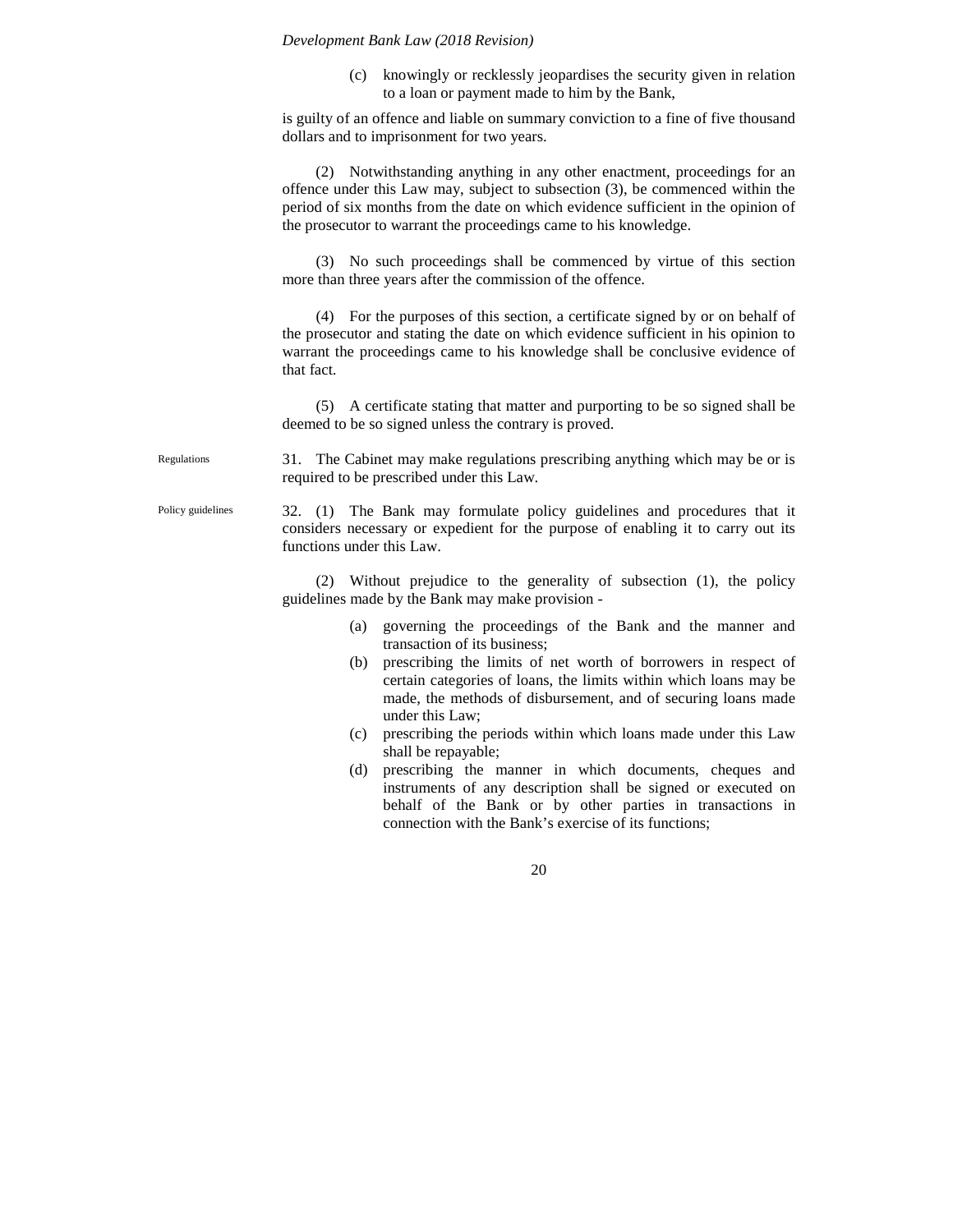(c) knowingly or recklessly jeopardises the security given in relation to a loan or payment made to him by the Bank,

is guilty of an offence and liable on summary conviction to a fine of five thousand dollars and to imprisonment for two years.

(2) Notwithstanding anything in any other enactment, proceedings for an offence under this Law may, subject to subsection (3), be commenced within the period of six months from the date on which evidence sufficient in the opinion of the prosecutor to warrant the proceedings came to his knowledge.

(3) No such proceedings shall be commenced by virtue of this section more than three years after the commission of the offence.

(4) For the purposes of this section, a certificate signed by or on behalf of the prosecutor and stating the date on which evidence sufficient in his opinion to warrant the proceedings came to his knowledge shall be conclusive evidence of that fact.

(5) A certificate stating that matter and purporting to be so signed shall be deemed to be so signed unless the contrary is proved.

Regulations

31. The Cabinet may make regulations prescribing anything which may be or is required to be prescribed under this Law.

Policy guidelines

32. (1) The Bank may formulate policy guidelines and procedures that it considers necessary or expedient for the purpose of enabling it to carry out its functions under this Law.

(2) Without prejudice to the generality of subsection (1), the policy guidelines made by the Bank may make provision -

(a) governing the proceedings of the Bank and the manner and transaction of its business;
(b) prescribing the limits of net worth of borrowers in respect of certain categories of loans, the limits within which loans may be made, the methods of disbursement, and of securing loans made under this Law;
(c) prescribing the periods within which loans made under this Law shall be repayable;
(d) prescribing the manner in which documents, cheques and instruments of any description shall be signed or executed on behalf of the Bank or by other parties in transactions in connection with the Bank's exercise of its functions;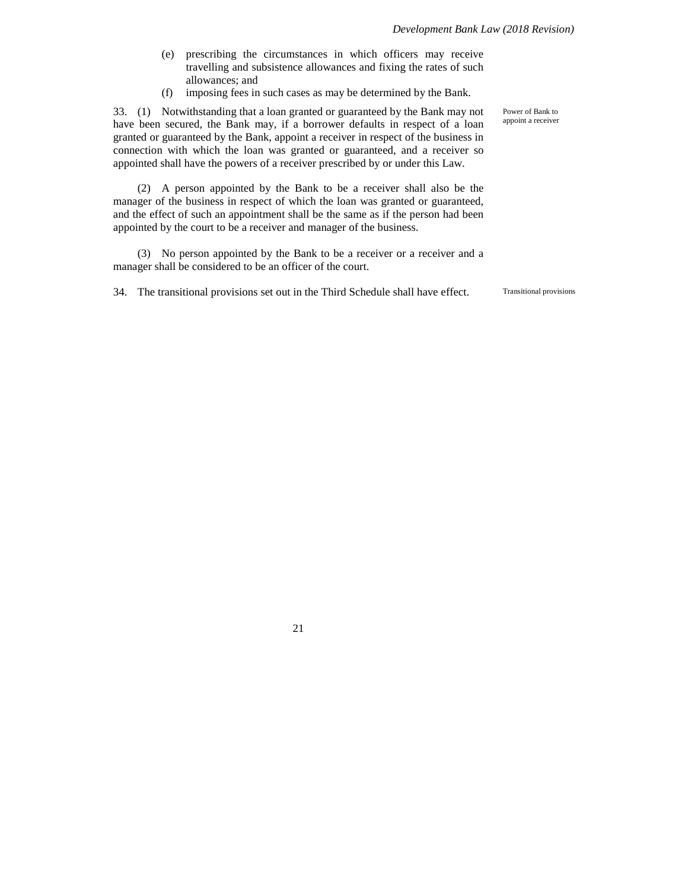(e) prescribing the circumstances in which officers may receive travelling and subsistence allowances and fixing the rates of such allowances; and

(f) imposing fees in such cases as may be determined by the Bank.

Power of Bank to appoint a receiver

33. (1) Notwithstanding that a loan granted or guaranteed by the Bank may not have been secured, the Bank may, if a borrower defaults in respect of a loan granted or guaranteed by the Bank, appoint a receiver in respect of the business in connection with which the loan was granted or guaranteed, and a receiver so appointed shall have the powers of a receiver prescribed by or under this Law.

(2) A person appointed by the Bank to be a receiver shall also be the manager of the business in respect of which the loan was granted or guaranteed, and the effect of such an appointment shall be the same as if the person had been appointed by the court to be a receiver and manager of the business.

(3) No person appointed by the Bank to be a receiver or a receiver and a manager shall be considered to be an officer of the court.

Transitional provisions

34. The transitional provisions set out in the Third Schedule shall have effect.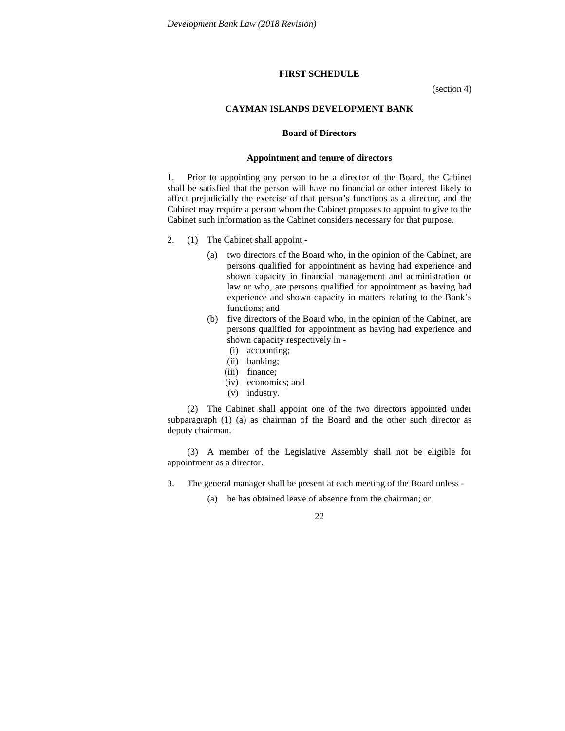## FIRST SCHEDULE

(section 4)

### CAYMAN ISLANDS DEVELOPMENT BANK

#### Board of Directors

**Appointment and tenure of directors**

1. Prior to appointing any person to be a director of the Board, the Cabinet shall be satisfied that the person will have no financial or other interest likely to affect prejudicially the exercise of that person's functions as a director, and the Cabinet may require a person whom the Cabinet proposes to appoint to give to the Cabinet such information as the Cabinet considers necessary for that purpose.

2. (1) The Cabinet shall appoint -

   (a) two directors of the Board who, in the opinion of the Cabinet, are persons qualified for appointment as having had experience and shown capacity in financial management and administration or law or who, are persons qualified for appointment as having had experience and shown capacity in matters relating to the Bank's functions; and

   (b) five directors of the Board who, in the opinion of the Cabinet, are persons qualified for appointment as having had experience and shown capacity respectively in -

      (i) accounting;
      (ii) banking;
      (iii) finance;
      (iv) economics; and
      (v) industry.

(2) The Cabinet shall appoint one of the two directors appointed under subparagraph (1) (a) as chairman of the Board and the other such director as deputy chairman.

(3) A member of the Legislative Assembly shall not be eligible for appointment as a director.

3. The general manager shall be present at each meeting of the Board unless -

   (a) he has obtained leave of absence from the chairman; or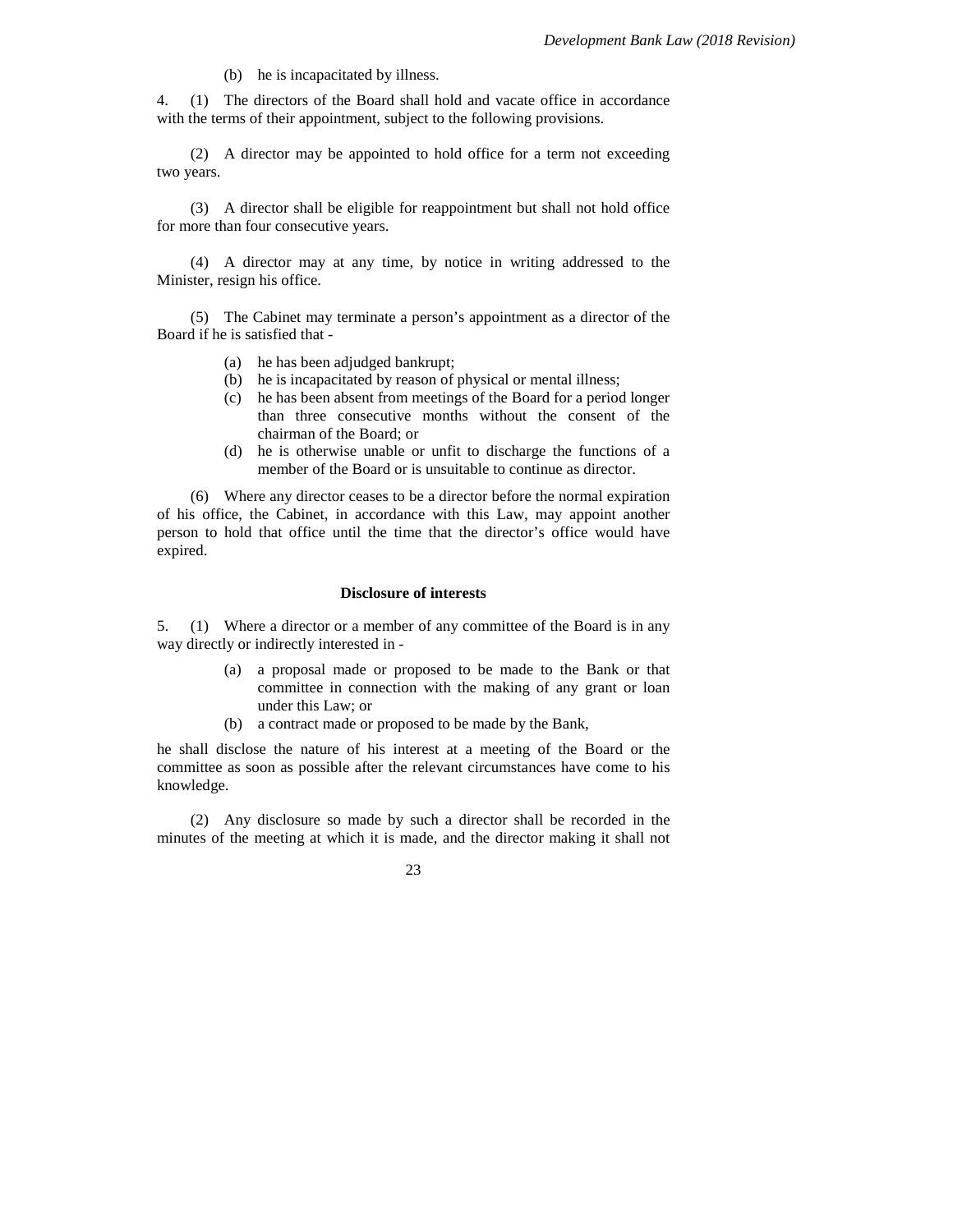(b) he is incapacitated by illness.

4. (1) The directors of the Board shall hold and vacate office in accordance with the terms of their appointment, subject to the following provisions.

(2) A director may be appointed to hold office for a term not exceeding two years.

(3) A director shall be eligible for reappointment but shall not hold office for more than four consecutive years.

(4) A director may at any time, by notice in writing addressed to the Minister, resign his office.

(5) The Cabinet may terminate a person's appointment as a director of the Board if he is satisfied that -

- (a) he has been adjudged bankrupt;
- (b) he is incapacitated by reason of physical or mental illness;
- (c) he has been absent from meetings of the Board for a period longer than three consecutive months without the consent of the chairman of the Board; or
- (d) he is otherwise unable or unfit to discharge the functions of a member of the Board or is unsuitable to continue as director.

(6) Where any director ceases to be a director before the normal expiration of his office, the Cabinet, in accordance with this Law, may appoint another person to hold that office until the time that the director's office would have expired.

**Disclosure of interests**

5. (1) Where a director or a member of any committee of the Board is in any way directly or indirectly interested in -

- (a) a proposal made or proposed to be made to the Bank or that committee in connection with the making of any grant or loan under this Law; or
- (b) a contract made or proposed to be made by the Bank,

he shall disclose the nature of his interest at a meeting of the Board or the committee as soon as possible after the relevant circumstances have come to his knowledge.

(2) Any disclosure so made by such a director shall be recorded in the minutes of the meeting at which it is made, and the director making it shall not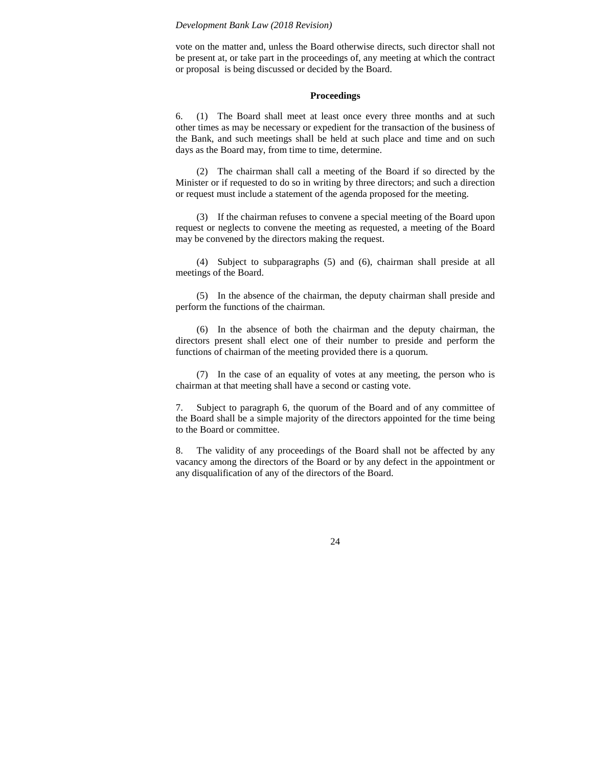vote on the matter and, unless the Board otherwise directs, such director shall not be present at, or take part in the proceedings of, any meeting at which the contract or proposal is being discussed or decided by the Board.

**Proceedings**

6. (1) The Board shall meet at least once every three months and at such other times as may be necessary or expedient for the transaction of the business of the Bank, and such meetings shall be held at such place and time and on such days as the Board may, from time to time, determine.

(2) The chairman shall call a meeting of the Board if so directed by the Minister or if requested to do so in writing by three directors; and such a direction or request must include a statement of the agenda proposed for the meeting.

(3) If the chairman refuses to convene a special meeting of the Board upon request or neglects to convene the meeting as requested, a meeting of the Board may be convened by the directors making the request.

(4) Subject to subparagraphs (5) and (6), chairman shall preside at all meetings of the Board.

(5) In the absence of the chairman, the deputy chairman shall preside and perform the functions of the chairman.

(6) In the absence of both the chairman and the deputy chairman, the directors present shall elect one of their number to preside and perform the functions of chairman of the meeting provided there is a quorum.

(7) In the case of an equality of votes at any meeting, the person who is chairman at that meeting shall have a second or casting vote.

7. Subject to paragraph 6, the quorum of the Board and of any committee of the Board shall be a simple majority of the directors appointed for the time being to the Board or committee.

8. The validity of any proceedings of the Board shall not be affected by any vacancy among the directors of the Board or by any defect in the appointment or any disqualification of any of the directors of the Board.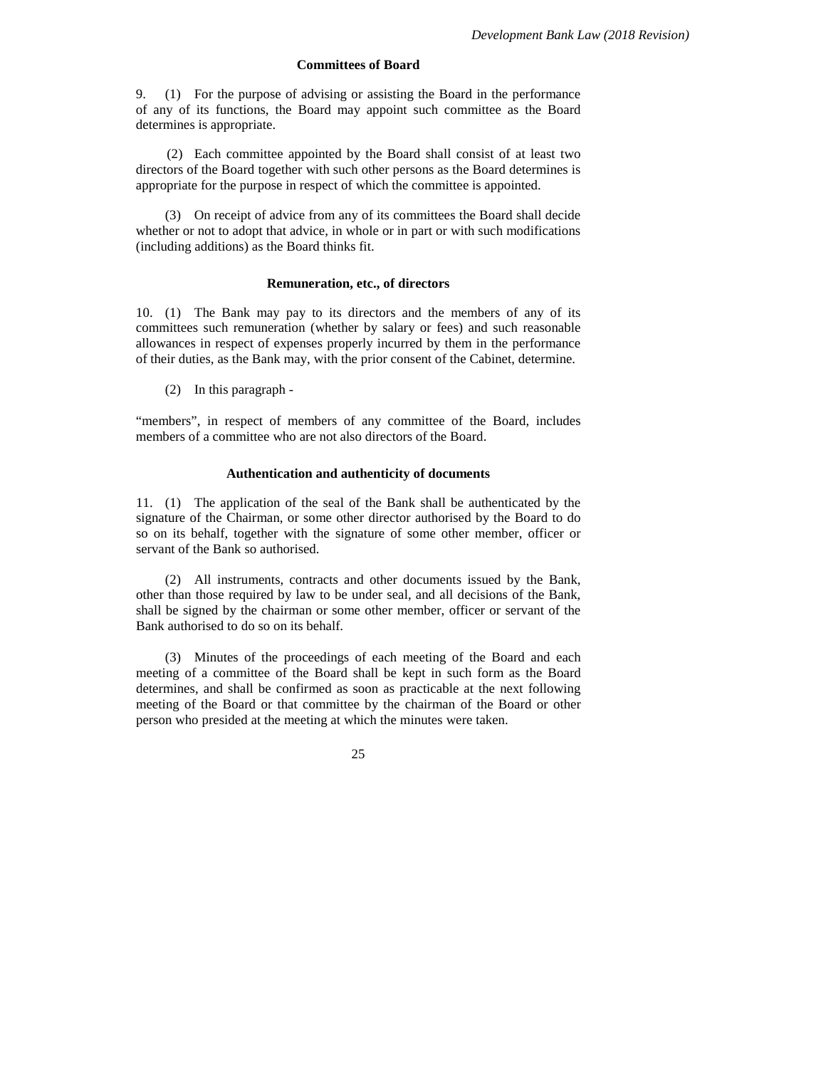### Committees of Board

9. (1) For the purpose of advising or assisting the Board in the performance of any of its functions, the Board may appoint such committee as the Board determines is appropriate.

(2) Each committee appointed by the Board shall consist of at least two directors of the Board together with such other persons as the Board determines is appropriate for the purpose in respect of which the committee is appointed.

(3) On receipt of advice from any of its committees the Board shall decide whether or not to adopt that advice, in whole or in part or with such modifications (including additions) as the Board thinks fit.

### Remuneration, etc., of directors

10. (1) The Bank may pay to its directors and the members of any of its committees such remuneration (whether by salary or fees) and such reasonable allowances in respect of expenses properly incurred by them in the performance of their duties, as the Bank may, with the prior consent of the Cabinet, determine.

(2) In this paragraph -

"members", in respect of members of any committee of the Board, includes members of a committee who are not also directors of the Board.

### Authentication and authenticity of documents

11. (1) The application of the seal of the Bank shall be authenticated by the signature of the Chairman, or some other director authorised by the Board to do so on its behalf, together with the signature of some other member, officer or servant of the Bank so authorised.

(2) All instruments, contracts and other documents issued by the Bank, other than those required by law to be under seal, and all decisions of the Bank, shall be signed by the chairman or some other member, officer or servant of the Bank authorised to do so on its behalf.

(3) Minutes of the proceedings of each meeting of the Board and each meeting of a committee of the Board shall be kept in such form as the Board determines, and shall be confirmed as soon as practicable at the next following meeting of the Board or that committee by the chairman of the Board or other person who presided at the meeting at which the minutes were taken.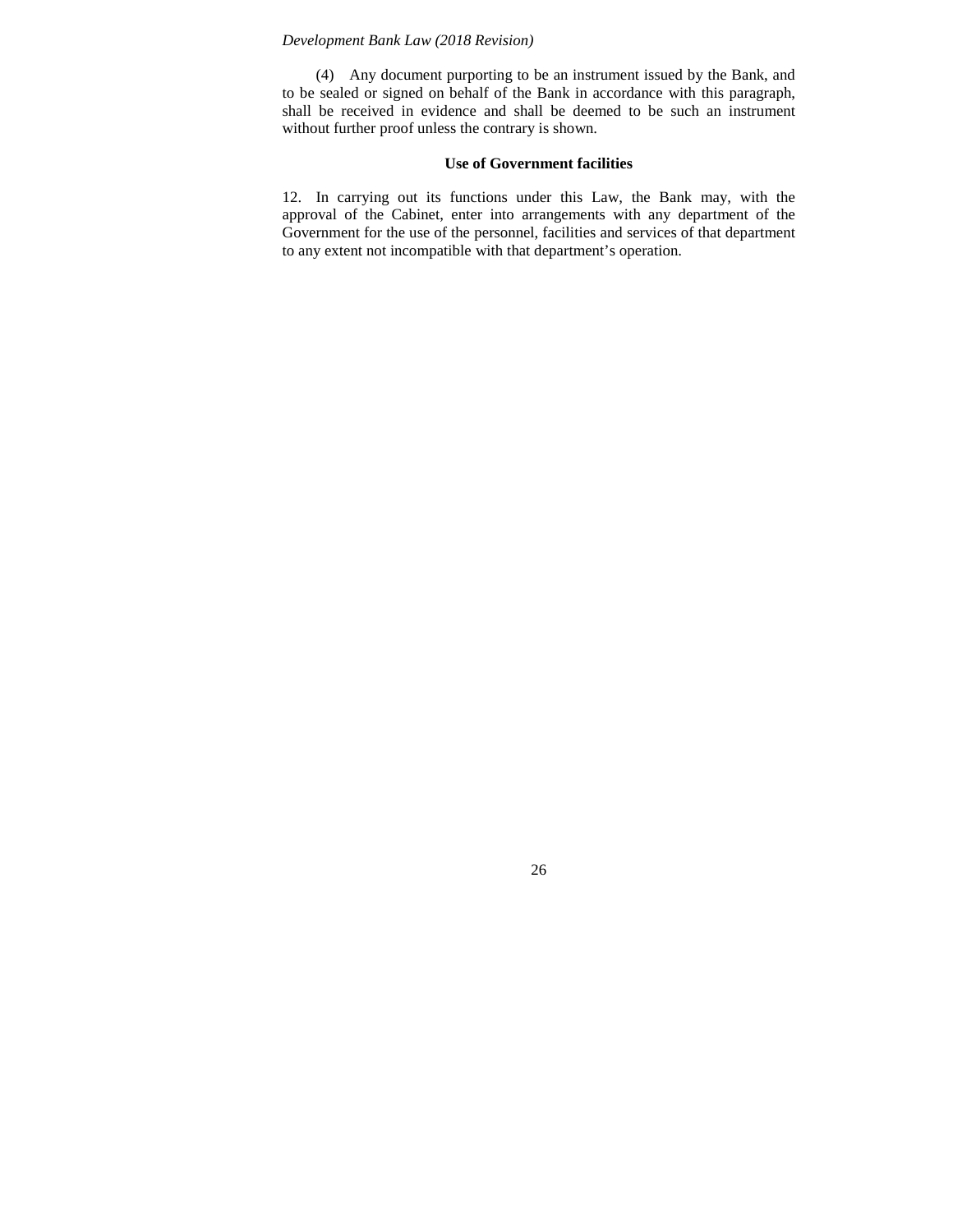(4) Any document purporting to be an instrument issued by the Bank, and to be sealed or signed on behalf of the Bank in accordance with this paragraph, shall be received in evidence and shall be deemed to be such an instrument without further proof unless the contrary is shown.

**Use of Government facilities**

12. In carrying out its functions under this Law, the Bank may, with the approval of the Cabinet, enter into arrangements with any department of the Government for the use of the personnel, facilities and services of that department to any extent not incompatible with that department's operation.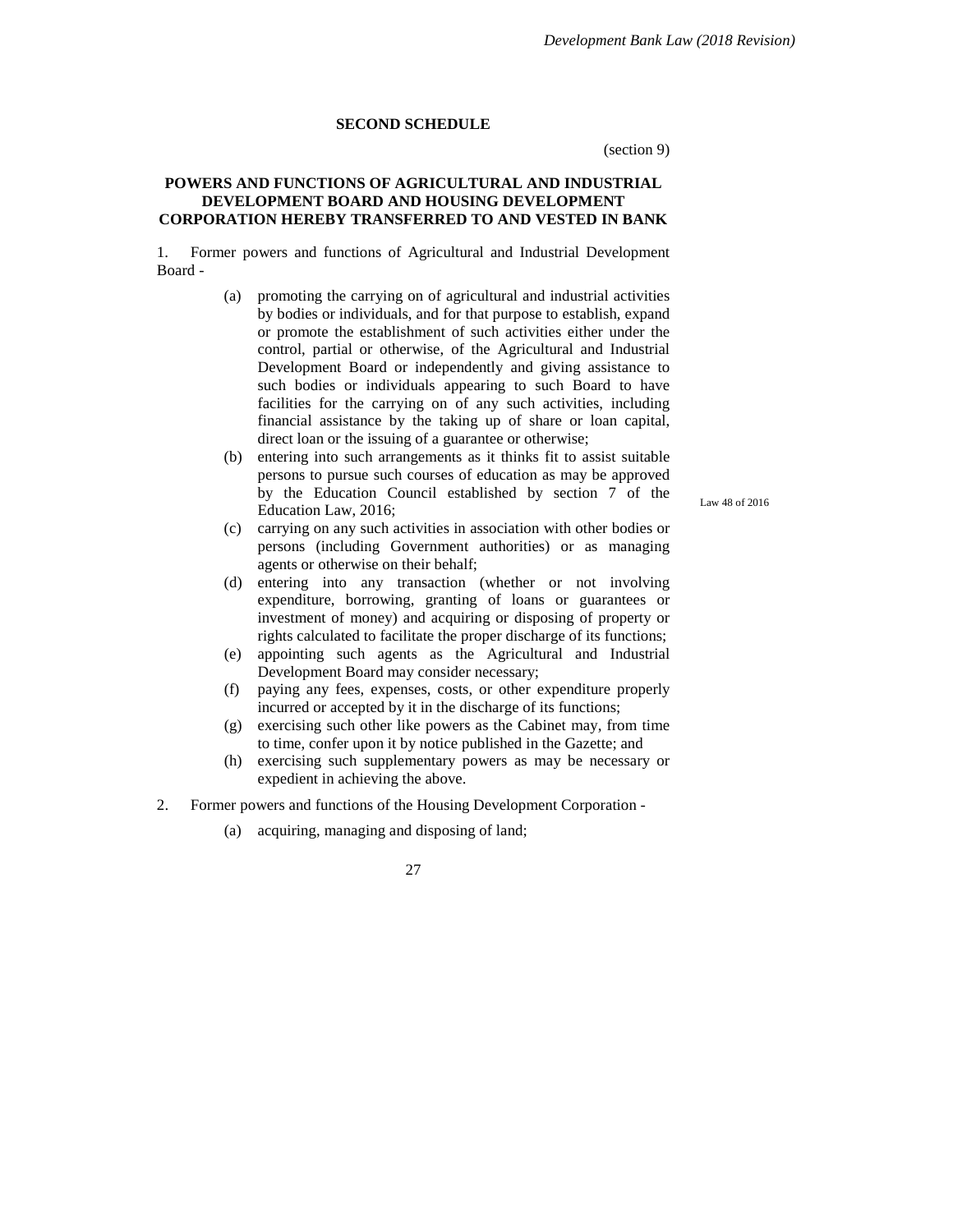## SECOND SCHEDULE

(section 9)

### POWERS AND FUNCTIONS OF AGRICULTURAL AND INDUSTRIAL DEVELOPMENT BOARD AND HOUSING DEVELOPMENT CORPORATION HEREBY TRANSFERRED TO AND VESTED IN BANK

1. Former powers and functions of Agricultural and Industrial Development Board -

   (a) promoting the carrying on of agricultural and industrial activities by bodies or individuals, and for that purpose to establish, expand or promote the establishment of such activities either under the control, partial or otherwise, of the Agricultural and Industrial Development Board or independently and giving assistance to such bodies or individuals appearing to such Board to have facilities for the carrying on of any such activities, including financial assistance by the taking up of share or loan capital, direct loan or the issuing of a guarantee or otherwise;

   (b) entering into such arrangements as it thinks fit to assist suitable persons to pursue such courses of education as may be approved by the Education Council established by section 7 of the Education Law, 2016;

   Law 48 of 2016

   (c) carrying on any such activities in association with other bodies or persons (including Government authorities) or as managing agents or otherwise on their behalf;

   (d) entering into any transaction (whether or not involving expenditure, borrowing, granting of loans or guarantees or investment of money) and acquiring or disposing of property or rights calculated to facilitate the proper discharge of its functions;

   (e) appointing such agents as the Agricultural and Industrial Development Board may consider necessary;

   (f) paying any fees, expenses, costs, or other expenditure properly incurred or accepted by it in the discharge of its functions;

   (g) exercising such other like powers as the Cabinet may, from time to time, confer upon it by notice published in the Gazette; and

   (h) exercising such supplementary powers as may be necessary or expedient in achieving the above.

2. Former powers and functions of the Housing Development Corporation -

   (a) acquiring, managing and disposing of land;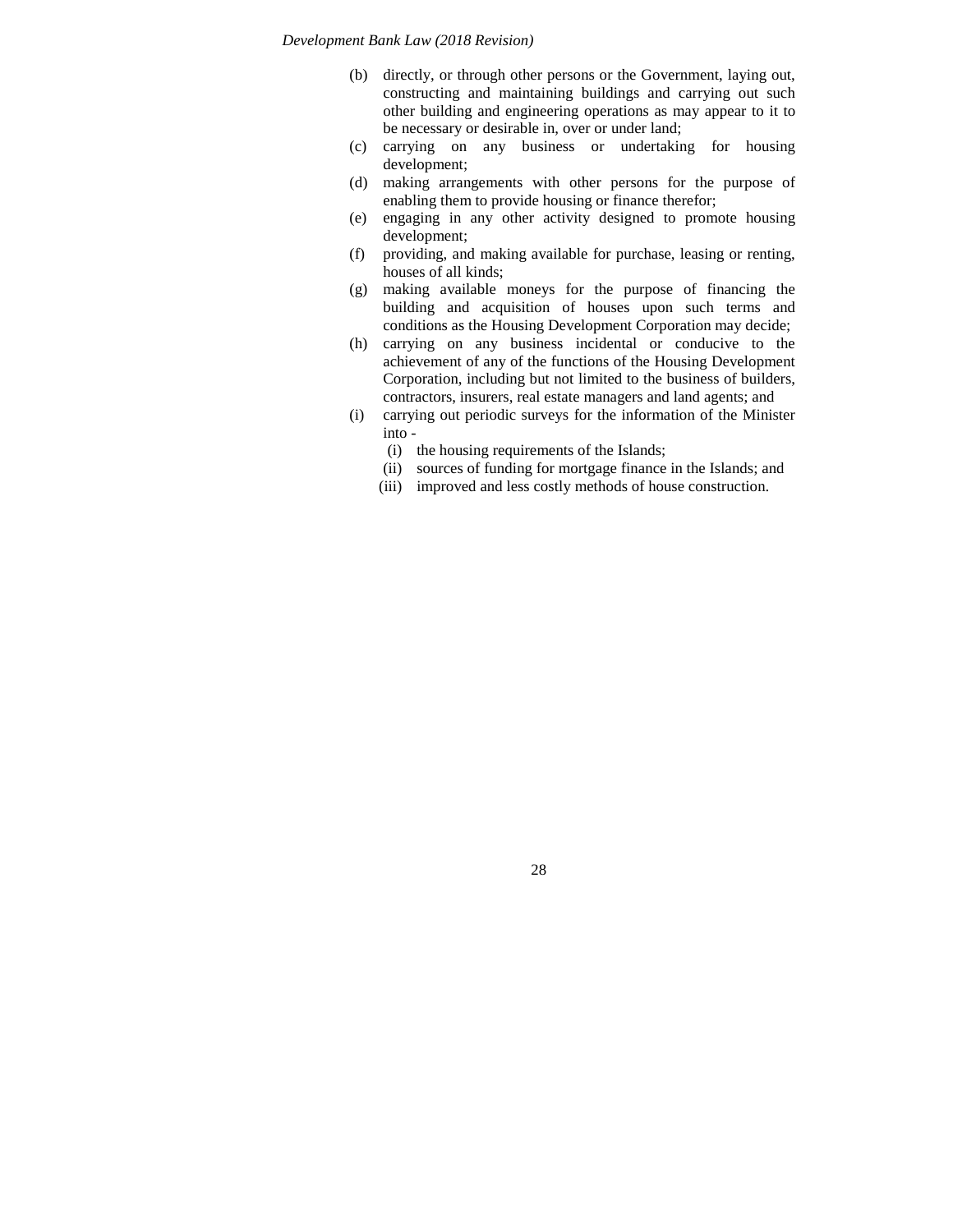(b) directly, or through other persons or the Government, laying out, constructing and maintaining buildings and carrying out such other building and engineering operations as may appear to it to be necessary or desirable in, over or under land;

(c) carrying on any business or undertaking for housing development;

(d) making arrangements with other persons for the purpose of enabling them to provide housing or finance therefor;

(e) engaging in any other activity designed to promote housing development;

(f) providing, and making available for purchase, leasing or renting, houses of all kinds;

(g) making available moneys for the purpose of financing the building and acquisition of houses upon such terms and conditions as the Housing Development Corporation may decide;

(h) carrying on any business incidental or conducive to the achievement of any of the functions of the Housing Development Corporation, including but not limited to the business of builders, contractors, insurers, real estate managers and land agents; and

(i) carrying out periodic surveys for the information of the Minister into -

  (i) the housing requirements of the Islands;

  (ii) sources of funding for mortgage finance in the Islands; and

  (iii) improved and less costly methods of house construction.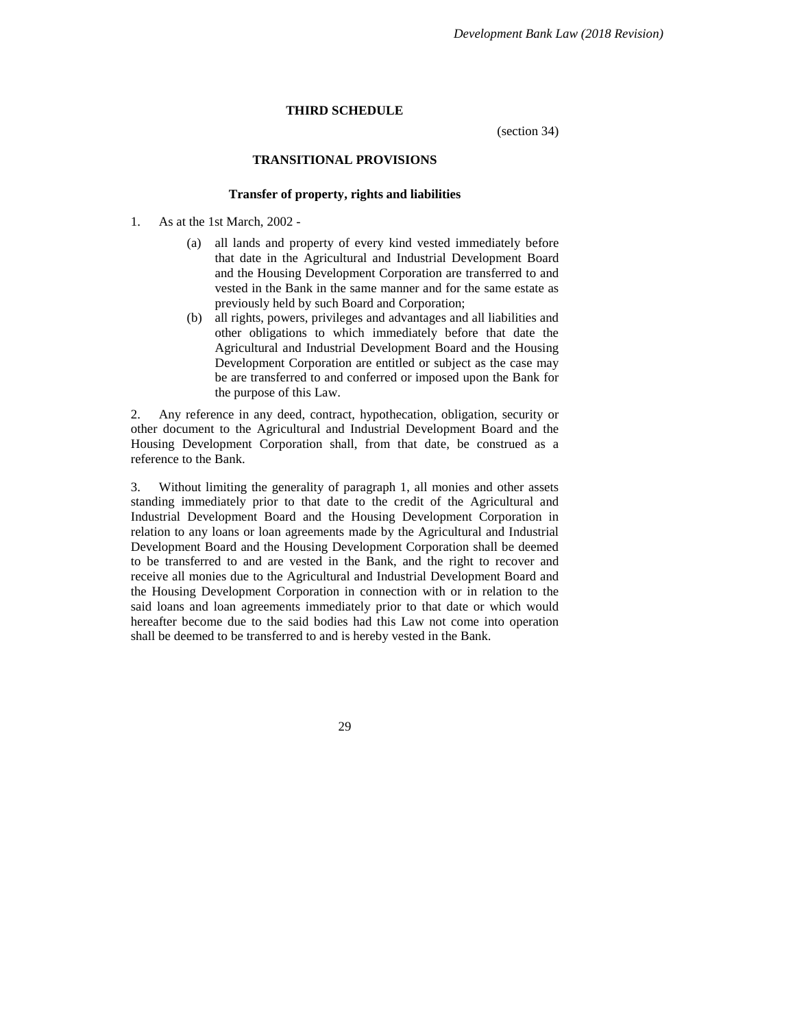## THIRD SCHEDULE

(section 34)

### TRANSITIONAL PROVISIONS

#### Transfer of property, rights and liabilities

1. As at the 1st March, 2002 -

   (a) all lands and property of every kind vested immediately before that date in the Agricultural and Industrial Development Board and the Housing Development Corporation are transferred to and vested in the Bank in the same manner and for the same estate as previously held by such Board and Corporation;

   (b) all rights, powers, privileges and advantages and all liabilities and other obligations to which immediately before that date the Agricultural and Industrial Development Board and the Housing Development Corporation are entitled or subject as the case may be are transferred to and conferred or imposed upon the Bank for the purpose of this Law.

2. Any reference in any deed, contract, hypothecation, obligation, security or other document to the Agricultural and Industrial Development Board and the Housing Development Corporation shall, from that date, be construed as a reference to the Bank.

3. Without limiting the generality of paragraph 1, all monies and other assets standing immediately prior to that date to the credit of the Agricultural and Industrial Development Board and the Housing Development Corporation in relation to any loans or loan agreements made by the Agricultural and Industrial Development Board and the Housing Development Corporation shall be deemed to be transferred to and are vested in the Bank, and the right to recover and receive all monies due to the Agricultural and Industrial Development Board and the Housing Development Corporation in connection with or in relation to the said loans and loan agreements immediately prior to that date or which would hereafter become due to the said bodies had this Law not come into operation shall be deemed to be transferred to and is hereby vested in the Bank.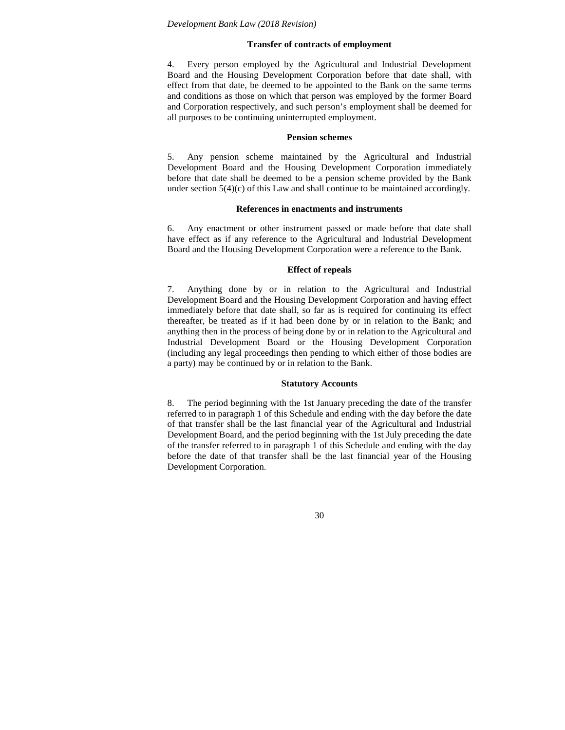**Transfer of contracts of employment**

4. Every person employed by the Agricultural and Industrial Development Board and the Housing Development Corporation before that date shall, with effect from that date, be deemed to be appointed to the Bank on the same terms and conditions as those on which that person was employed by the former Board and Corporation respectively, and such person's employment shall be deemed for all purposes to be continuing uninterrupted employment.

**Pension schemes**

5. Any pension scheme maintained by the Agricultural and Industrial Development Board and the Housing Development Corporation immediately before that date shall be deemed to be a pension scheme provided by the Bank under section 5(4)(c) of this Law and shall continue to be maintained accordingly.

**References in enactments and instruments**

6. Any enactment or other instrument passed or made before that date shall have effect as if any reference to the Agricultural and Industrial Development Board and the Housing Development Corporation were a reference to the Bank.

**Effect of repeals**

7. Anything done by or in relation to the Agricultural and Industrial Development Board and the Housing Development Corporation and having effect immediately before that date shall, so far as is required for continuing its effect thereafter, be treated as if it had been done by or in relation to the Bank; and anything then in the process of being done by or in relation to the Agricultural and Industrial Development Board or the Housing Development Corporation (including any legal proceedings then pending to which either of those bodies are a party) may be continued by or in relation to the Bank.

**Statutory Accounts**

8. The period beginning with the 1st January preceding the date of the transfer referred to in paragraph 1 of this Schedule and ending with the day before the date of that transfer shall be the last financial year of the Agricultural and Industrial Development Board, and the period beginning with the 1st July preceding the date of the transfer referred to in paragraph 1 of this Schedule and ending with the day before the date of that transfer shall be the last financial year of the Housing Development Corporation.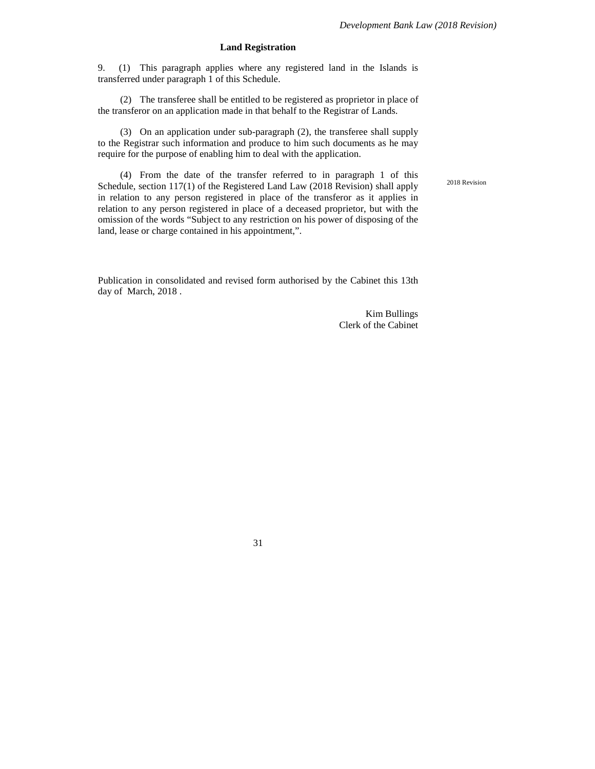### Land Registration

9. (1) This paragraph applies where any registered land in the Islands is transferred under paragraph 1 of this Schedule.

(2) The transferee shall be entitled to be registered as proprietor in place of the transferor on an application made in that behalf to the Registrar of Lands.

(3) On an application under sub-paragraph (2), the transferee shall supply to the Registrar such information and produce to him such documents as he may require for the purpose of enabling him to deal with the application.

(4) From the date of the transfer referred to in paragraph 1 of this Schedule, section 117(1) of the Registered Land Law (2018 Revision) shall apply in relation to any person registered in place of the transferor as it applies in relation to any person registered in place of a deceased proprietor, but with the omission of the words "Subject to any restriction on his power of disposing of the land, lease or charge contained in his appointment,".

2018 Revision

Publication in consolidated and revised form authorised by the Cabinet this 13th day of March, 2018 .

Kim Bullings
Clerk of the Cabinet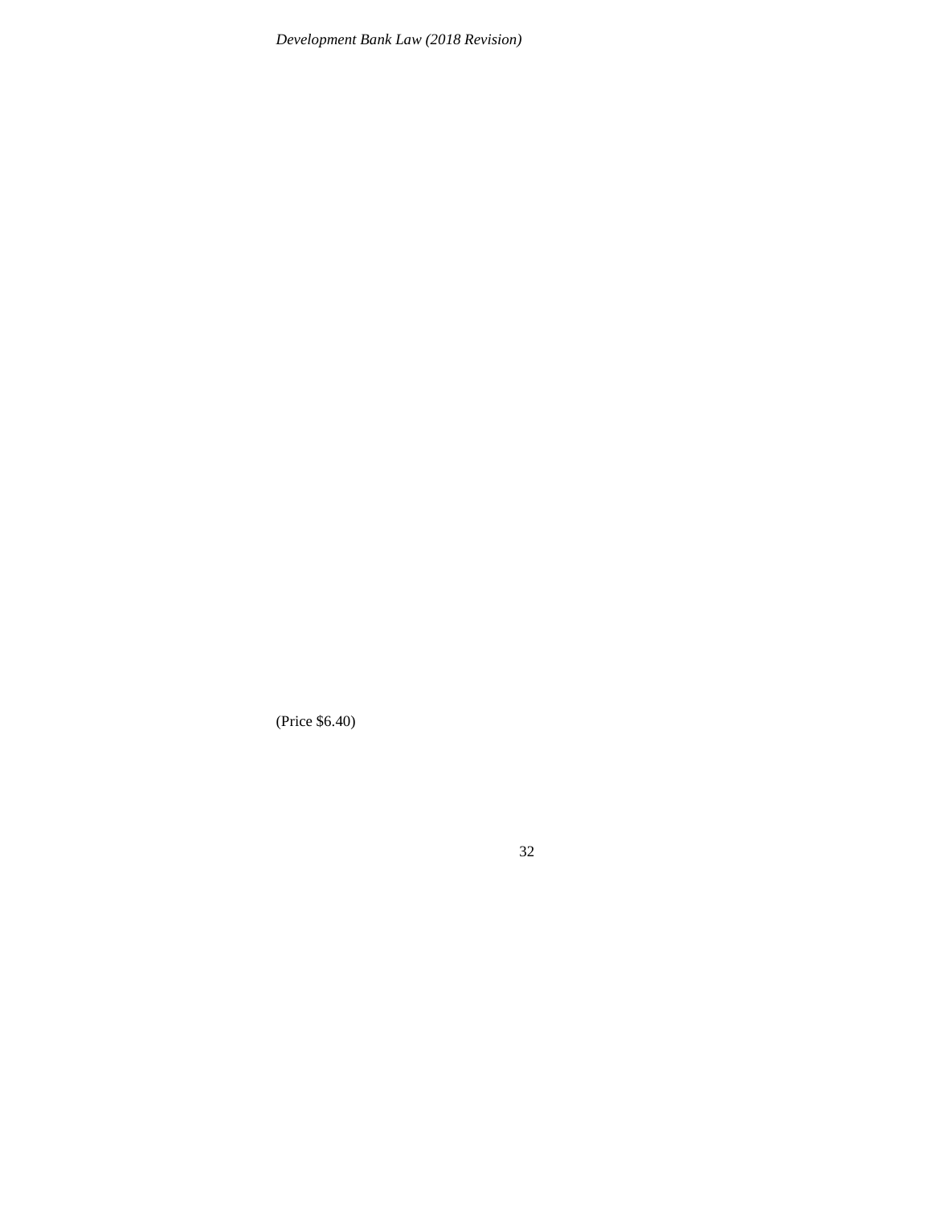(Price $6.40)